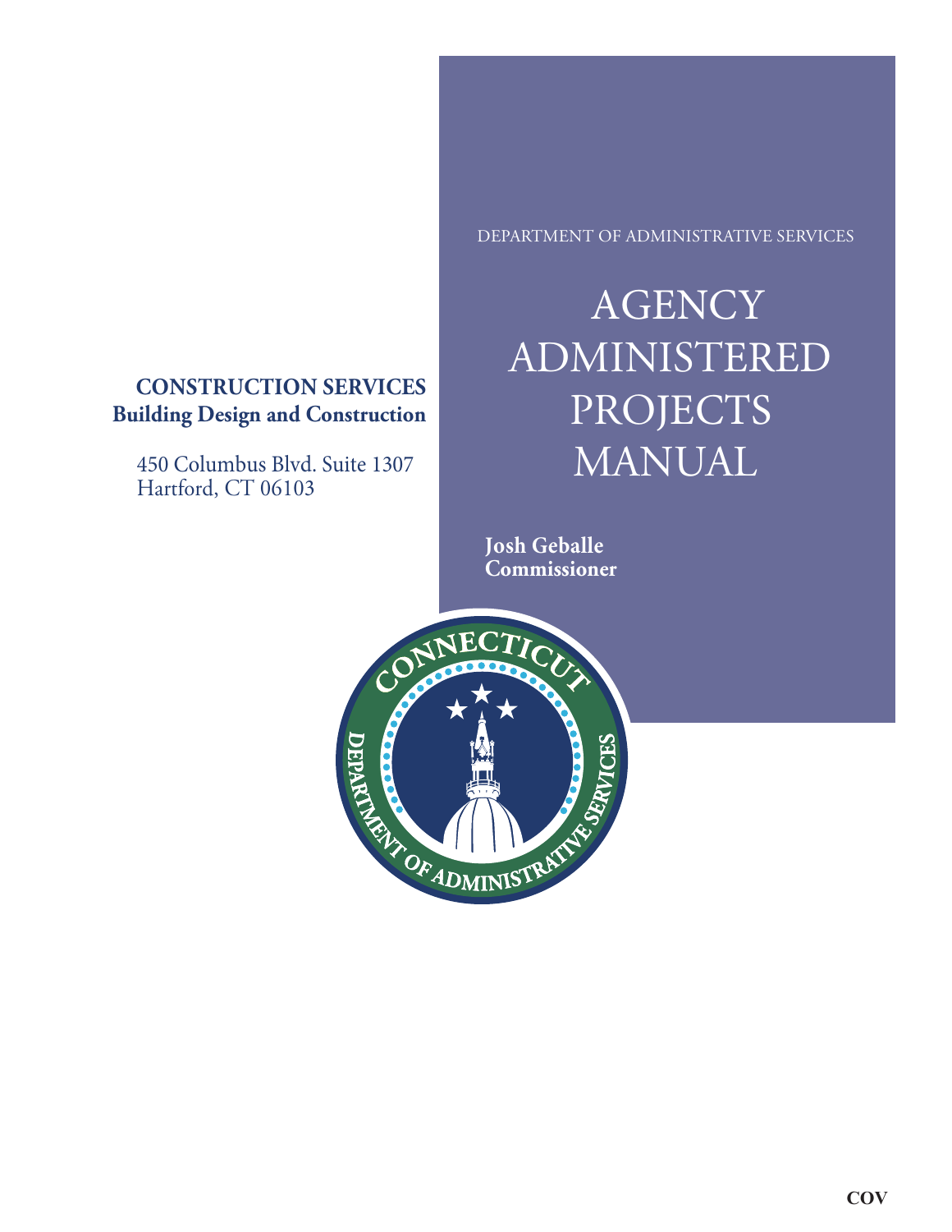DEPARTMENT OF ADMINISTRATIVE SERVICES

# AGENCY ADMINISTERED PROJECTS MANUAL

**Josh Geballe**
**Commissioner**

**CONSTRUCTION SERVICES**
**Building Design and Construction**

450 Columbus Blvd. Suite 1307
Hartford, CT 06103

COV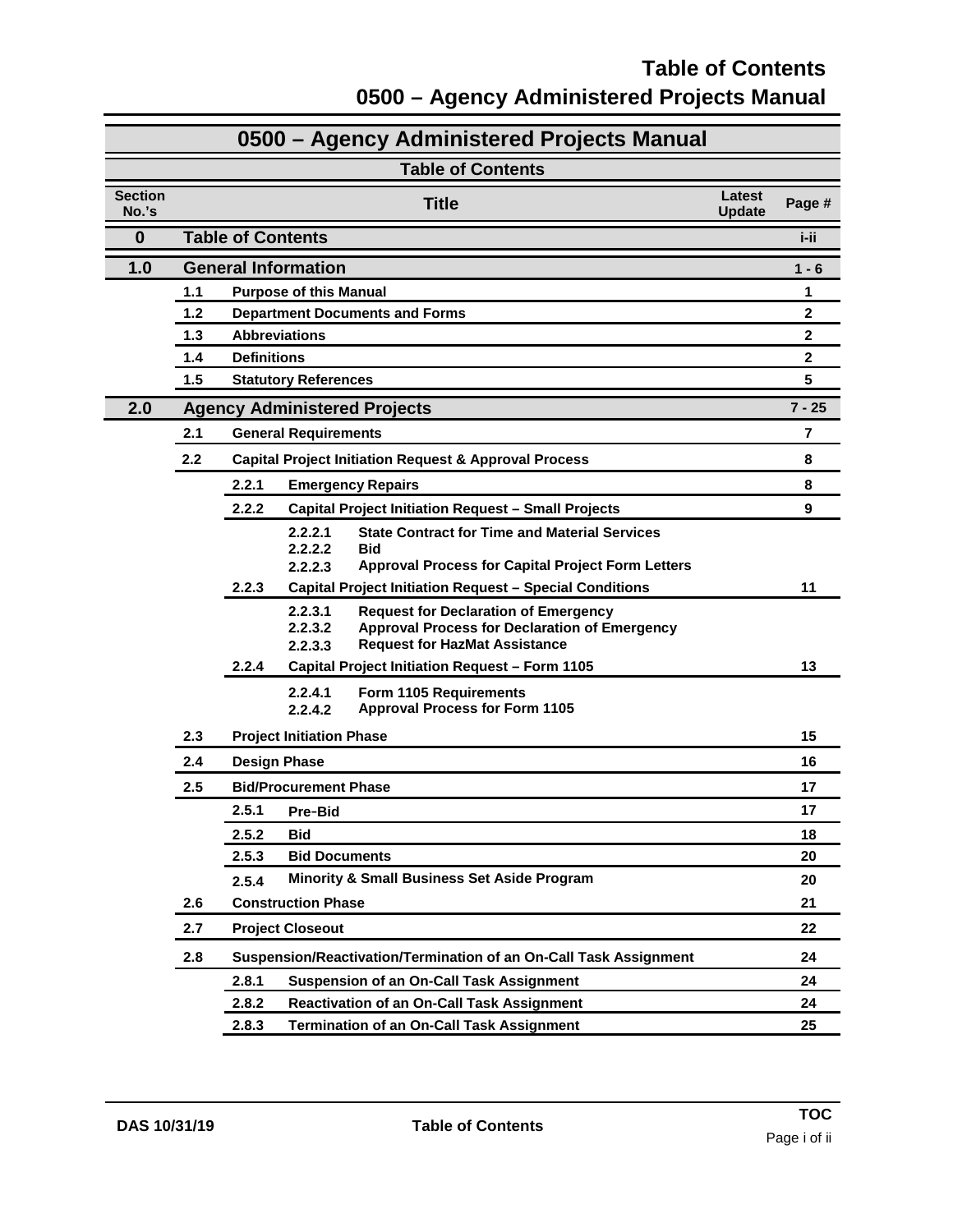# Table of Contents

# 0500 – Agency Administered Projects Manual

## 0500 – Agency Administered Projects Manual

### Table of Contents

| Section No.'s | | | | Title | Latest Update | Page # |
|---|---|---|---|---|---|---|
| **0** | | | | **Table of Contents** | | **i-ii** |
| **1.0** | | | | **General Information** | | **1 - 6** |
| | **1.1** | | | **Purpose of this Manual** | | **1** |
| | **1.2** | | | **Department Documents and Forms** | | **2** |
| | **1.3** | | | **Abbreviations** | | **2** |
| | **1.4** | | | **Definitions** | | **2** |
| | **1.5** | | | **Statutory References** | | **5** |
| **2.0** | | | | **Agency Administered Projects** | | **7 - 25** |
| | **2.1** | | | **General Requirements** | | **7** |
| | **2.2** | | | **Capital Project Initiation Request & Approval Process** | | **8** |
| | | **2.2.1** | | **Emergency Repairs** | | **8** |
| | | **2.2.2** | | **Capital Project Initiation Request – Small Projects** | | **9** |
| | | | **2.2.2.1** | **State Contract for Time and Material Services** | | |
| | | | **2.2.2.2** | **Bid** | | |
| | | | **2.2.2.3** | **Approval Process for Capital Project Form Letters** | | |
| | | **2.2.3** | | **Capital Project Initiation Request – Special Conditions** | | **11** |
| | | | **2.2.3.1** | **Request for Declaration of Emergency** | | |
| | | | **2.2.3.2** | **Approval Process for Declaration of Emergency** | | |
| | | | **2.2.3.3** | **Request for HazMat Assistance** | | |
| | | **2.2.4** | | **Capital Project Initiation Request – Form 1105** | | **13** |
| | | | **2.2.4.1** | **Form 1105 Requirements** | | |
| | | | **2.2.4.2** | **Approval Process for Form 1105** | | |
| | **2.3** | | | **Project Initiation Phase** | | **15** |
| | **2.4** | | | **Design Phase** | | **16** |
| | **2.5** | | | **Bid/Procurement Phase** | | **17** |
| | | **2.5.1** | | **Pre-Bid** | | **17** |
| | | **2.5.2** | | **Bid** | | **18** |
| | | **2.5.3** | | **Bid Documents** | | **20** |
| | | **2.5.4** | | **Minority & Small Business Set Aside Program** | | **20** |
| | **2.6** | | | **Construction Phase** | | **21** |
| | **2.7** | | | **Project Closeout** | | **22** |
| | **2.8** | | | **Suspension/Reactivation/Termination of an On-Call Task Assignment** | | **24** |
| | | **2.8.1** | | **Suspension of an On-Call Task Assignment** | | **24** |
| | | **2.8.2** | | **Reactivation of an On-Call Task Assignment** | | **24** |
| | | **2.8.3** | | **Termination of an On-Call Task Assignment** | | **25** |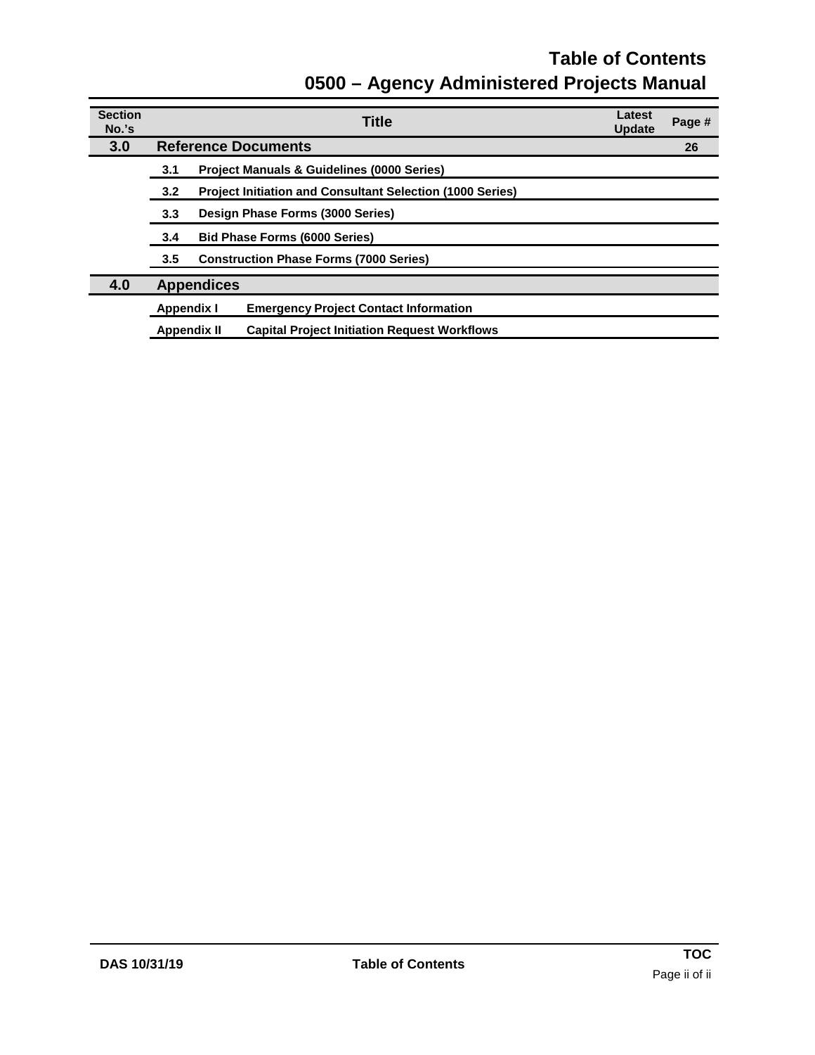# Table of Contents

# 0500 – Agency Administered Projects Manual

| Section No.'s | Title | Latest Update | Page # |
|---|---|---|---|
| **3.0** | **Reference Documents** | | **26** |
| | **3.1** Project Manuals & Guidelines (0000 Series) | | |
| | **3.2** Project Initiation and Consultant Selection (1000 Series) | | |
| | **3.3** Design Phase Forms (3000 Series) | | |
| | **3.4** Bid Phase Forms (6000 Series) | | |
| | **3.5** Construction Phase Forms (7000 Series) | | |
| **4.0** | **Appendices** | | |
| | **Appendix I** Emergency Project Contact Information | | |
| | **Appendix II** Capital Project Initiation Request Workflows | | |

DAS 10/31/19 | Table of Contents | TOC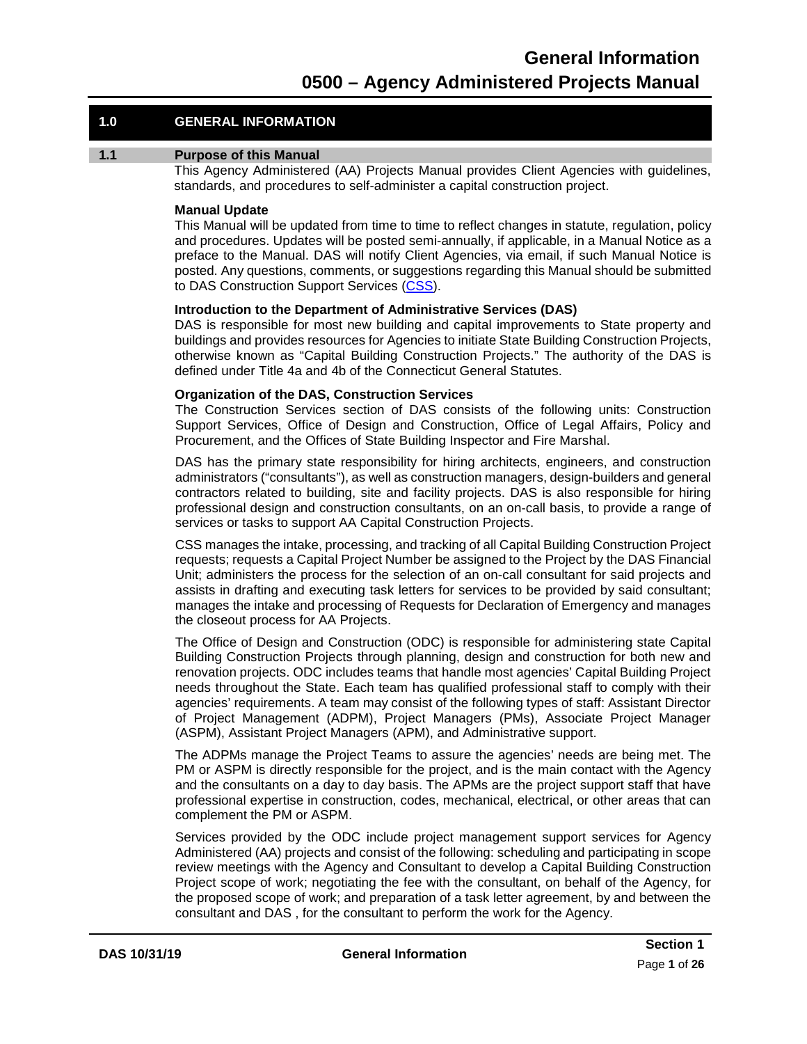## 1.0 GENERAL INFORMATION

### 1.1 Purpose of this Manual

This Agency Administered (AA) Projects Manual provides Client Agencies with guidelines, standards, and procedures to self-administer a capital construction project.

**Manual Update**

This Manual will be updated from time to time to reflect changes in statute, regulation, policy and procedures. Updates will be posted semi-annually, if applicable, in a Manual Notice as a preface to the Manual. DAS will notify Client Agencies, via email, if such Manual Notice is posted. Any questions, comments, or suggestions regarding this Manual should be submitted to DAS Construction Support Services (CSS).

**Introduction to the Department of Administrative Services (DAS)**

DAS is responsible for most new building and capital improvements to State property and buildings and provides resources for Agencies to initiate State Building Construction Projects, otherwise known as "Capital Building Construction Projects." The authority of the DAS is defined under Title 4a and 4b of the Connecticut General Statutes.

**Organization of the DAS, Construction Services**

The Construction Services section of DAS consists of the following units: Construction Support Services, Office of Design and Construction, Office of Legal Affairs, Policy and Procurement, and the Offices of State Building Inspector and Fire Marshal.

DAS has the primary state responsibility for hiring architects, engineers, and construction administrators ("consultants"), as well as construction managers, design-builders and general contractors related to building, site and facility projects. DAS is also responsible for hiring professional design and construction consultants, on an on-call basis, to provide a range of services or tasks to support AA Capital Construction Projects.

CSS manages the intake, processing, and tracking of all Capital Building Construction Project requests; requests a Capital Project Number be assigned to the Project by the DAS Financial Unit; administers the process for the selection of an on-call consultant for said projects and assists in drafting and executing task letters for services to be provided by said consultant; manages the intake and processing of Requests for Declaration of Emergency and manages the closeout process for AA Projects.

The Office of Design and Construction (ODC) is responsible for administering state Capital Building Construction Projects through planning, design and construction for both new and renovation projects. ODC includes teams that handle most agencies' Capital Building Project needs throughout the State. Each team has qualified professional staff to comply with their agencies' requirements. A team may consist of the following types of staff: Assistant Director of Project Management (ADPM), Project Managers (PMs), Associate Project Manager (ASPM), Assistant Project Managers (APM), and Administrative support.

The ADPMs manage the Project Teams to assure the agencies' needs are being met. The PM or ASPM is directly responsible for the project, and is the main contact with the Agency and the consultants on a day to day basis. The APMs are the project support staff that have professional expertise in construction, codes, mechanical, electrical, or other areas that can complement the PM or ASPM.

Services provided by the ODC include project management support services for Agency Administered (AA) projects and consist of the following: scheduling and participating in scope review meetings with the Agency and Consultant to develop a Capital Building Construction Project scope of work; negotiating the fee with the consultant, on behalf of the Agency, for the proposed scope of work; and preparation of a task letter agreement, by and between the consultant and DAS , for the consultant to perform the work for the Agency.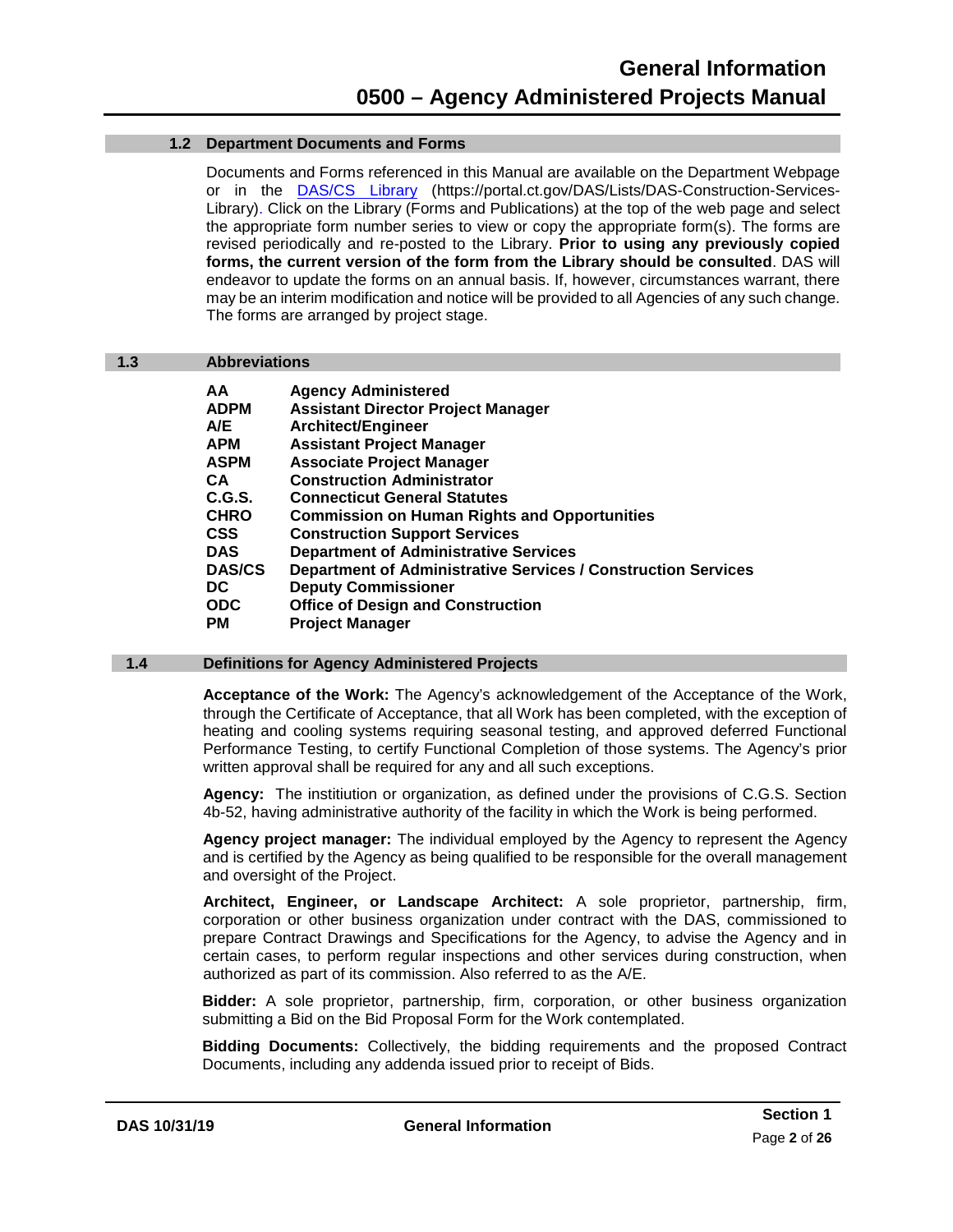## 1.2 Department Documents and Forms

Documents and Forms referenced in this Manual are available on the Department Webpage or in the DAS/CS Library (https://portal.ct.gov/DAS/Lists/DAS-Construction-Services-Library). Click on the Library (Forms and Publications) at the top of the web page and select the appropriate form number series to view or copy the appropriate form(s). The forms are revised periodically and re-posted to the Library. **Prior to using any previously copied forms, the current version of the form from the Library should be consulted**. DAS will endeavor to update the forms on an annual basis. If, however, circumstances warrant, there may be an interim modification and notice will be provided to all Agencies of any such change. The forms are arranged by project stage.

## 1.3 Abbreviations

| | |
|---|---|
| **AA** | **Agency Administered** |
| **ADPM** | **Assistant Director Project Manager** |
| **A/E** | **Architect/Engineer** |
| **APM** | **Assistant Project Manager** |
| **ASPM** | **Associate Project Manager** |
| **CA** | **Construction Administrator** |
| **C.G.S.** | **Connecticut General Statutes** |
| **CHRO** | **Commission on Human Rights and Opportunities** |
| **CSS** | **Construction Support Services** |
| **DAS** | **Department of Administrative Services** |
| **DAS/CS** | **Department of Administrative Services / Construction Services** |
| **DC** | **Deputy Commissioner** |
| **ODC** | **Office of Design and Construction** |
| **PM** | **Project Manager** |

## 1.4 Definitions for Agency Administered Projects

**Acceptance of the Work:** The Agency's acknowledgement of the Acceptance of the Work, through the Certificate of Acceptance, that all Work has been completed, with the exception of heating and cooling systems requiring seasonal testing, and approved deferred Functional Performance Testing, to certify Functional Completion of those systems. The Agency's prior written approval shall be required for any and all such exceptions.

**Agency:** The institiution or organization, as defined under the provisions of C.G.S. Section 4b-52, having administrative authority of the facility in which the Work is being performed.

**Agency project manager:** The individual employed by the Agency to represent the Agency and is certified by the Agency as being qualified to be responsible for the overall management and oversight of the Project.

**Architect, Engineer, or Landscape Architect:** A sole proprietor, partnership, firm, corporation or other business organization under contract with the DAS, commissioned to prepare Contract Drawings and Specifications for the Agency, to advise the Agency and in certain cases, to perform regular inspections and other services during construction, when authorized as part of its commission. Also referred to as the A/E.

**Bidder:** A sole proprietor, partnership, firm, corporation, or other business organization submitting a Bid on the Bid Proposal Form for the Work contemplated.

**Bidding Documents:** Collectively, the bidding requirements and the proposed Contract Documents, including any addenda issued prior to receipt of Bids.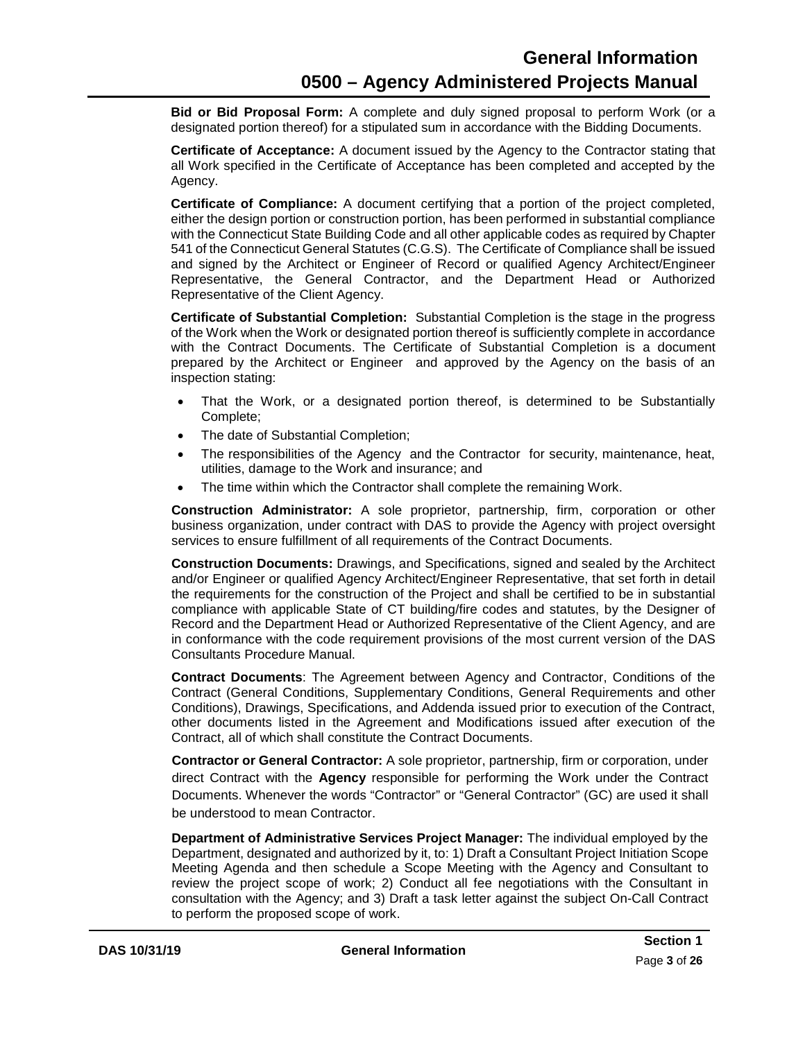**Bid or Bid Proposal Form:** A complete and duly signed proposal to perform Work (or a designated portion thereof) for a stipulated sum in accordance with the Bidding Documents.

**Certificate of Acceptance:** A document issued by the Agency to the Contractor stating that all Work specified in the Certificate of Acceptance has been completed and accepted by the Agency.

**Certificate of Compliance:** A document certifying that a portion of the project completed, either the design portion or construction portion, has been performed in substantial compliance with the Connecticut State Building Code and all other applicable codes as required by Chapter 541 of the Connecticut General Statutes (C.G.S). The Certificate of Compliance shall be issued and signed by the Architect or Engineer of Record or qualified Agency Architect/Engineer Representative, the General Contractor, and the Department Head or Authorized Representative of the Client Agency.

**Certificate of Substantial Completion:** Substantial Completion is the stage in the progress of the Work when the Work or designated portion thereof is sufficiently complete in accordance with the Contract Documents. The Certificate of Substantial Completion is a document prepared by the Architect or Engineer and approved by the Agency on the basis of an inspection stating:

- That the Work, or a designated portion thereof, is determined to be Substantially Complete;
- The date of Substantial Completion;
- The responsibilities of the Agency and the Contractor for security, maintenance, heat, utilities, damage to the Work and insurance; and
- The time within which the Contractor shall complete the remaining Work.

**Construction Administrator:** A sole proprietor, partnership, firm, corporation or other business organization, under contract with DAS to provide the Agency with project oversight services to ensure fulfillment of all requirements of the Contract Documents.

**Construction Documents:** Drawings, and Specifications, signed and sealed by the Architect and/or Engineer or qualified Agency Architect/Engineer Representative, that set forth in detail the requirements for the construction of the Project and shall be certified to be in substantial compliance with applicable State of CT building/fire codes and statutes, by the Designer of Record and the Department Head or Authorized Representative of the Client Agency, and are in conformance with the code requirement provisions of the most current version of the DAS Consultants Procedure Manual.

**Contract Documents**: The Agreement between Agency and Contractor, Conditions of the Contract (General Conditions, Supplementary Conditions, General Requirements and other Conditions), Drawings, Specifications, and Addenda issued prior to execution of the Contract, other documents listed in the Agreement and Modifications issued after execution of the Contract, all of which shall constitute the Contract Documents.

**Contractor or General Contractor:** A sole proprietor, partnership, firm or corporation, under direct Contract with the **Agency** responsible for performing the Work under the Contract Documents. Whenever the words "Contractor" or "General Contractor" (GC) are used it shall be understood to mean Contractor.

**Department of Administrative Services Project Manager:** The individual employed by the Department, designated and authorized by it, to: 1) Draft a Consultant Project Initiation Scope Meeting Agenda and then schedule a Scope Meeting with the Agency and Consultant to review the project scope of work; 2) Conduct all fee negotiations with the Consultant in consultation with the Agency; and 3) Draft a task letter against the subject On-Call Contract to perform the proposed scope of work.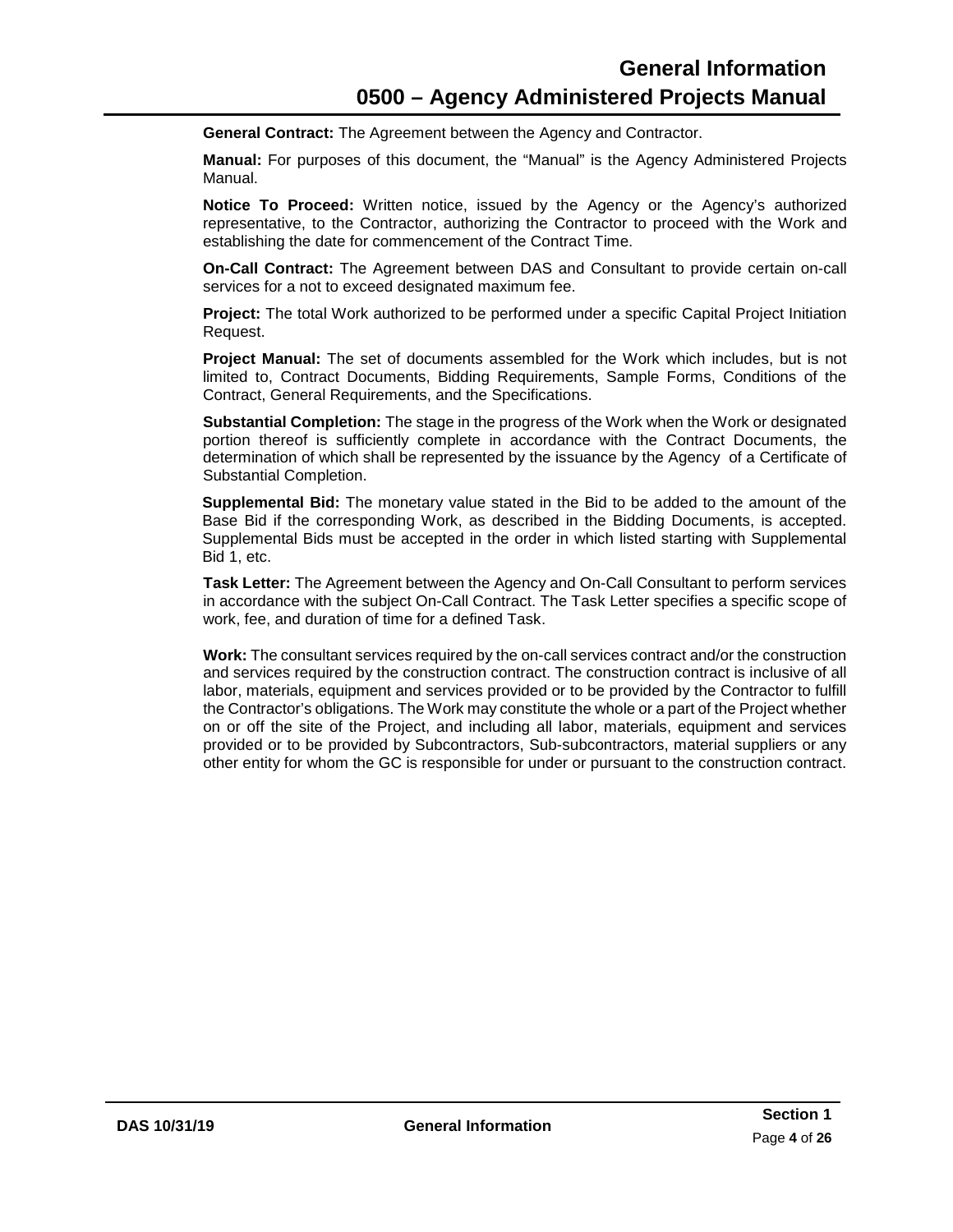**General Contract:** The Agreement between the Agency and Contractor.

**Manual:** For purposes of this document, the "Manual" is the Agency Administered Projects Manual.

**Notice To Proceed:** Written notice, issued by the Agency or the Agency's authorized representative, to the Contractor, authorizing the Contractor to proceed with the Work and establishing the date for commencement of the Contract Time.

**On-Call Contract:** The Agreement between DAS and Consultant to provide certain on-call services for a not to exceed designated maximum fee.

**Project:** The total Work authorized to be performed under a specific Capital Project Initiation Request.

**Project Manual:** The set of documents assembled for the Work which includes, but is not limited to, Contract Documents, Bidding Requirements, Sample Forms, Conditions of the Contract, General Requirements, and the Specifications.

**Substantial Completion:** The stage in the progress of the Work when the Work or designated portion thereof is sufficiently complete in accordance with the Contract Documents, the determination of which shall be represented by the issuance by the Agency of a Certificate of Substantial Completion.

**Supplemental Bid:** The monetary value stated in the Bid to be added to the amount of the Base Bid if the corresponding Work, as described in the Bidding Documents, is accepted. Supplemental Bids must be accepted in the order in which listed starting with Supplemental Bid 1, etc.

**Task Letter:** The Agreement between the Agency and On-Call Consultant to perform services in accordance with the subject On-Call Contract. The Task Letter specifies a specific scope of work, fee, and duration of time for a defined Task.

**Work:** The consultant services required by the on-call services contract and/or the construction and services required by the construction contract. The construction contract is inclusive of all labor, materials, equipment and services provided or to be provided by the Contractor to fulfill the Contractor's obligations. The Work may constitute the whole or a part of the Project whether on or off the site of the Project, and including all labor, materials, equipment and services provided or to be provided by Subcontractors, Sub-subcontractors, material suppliers or any other entity for whom the GC is responsible for under or pursuant to the construction contract.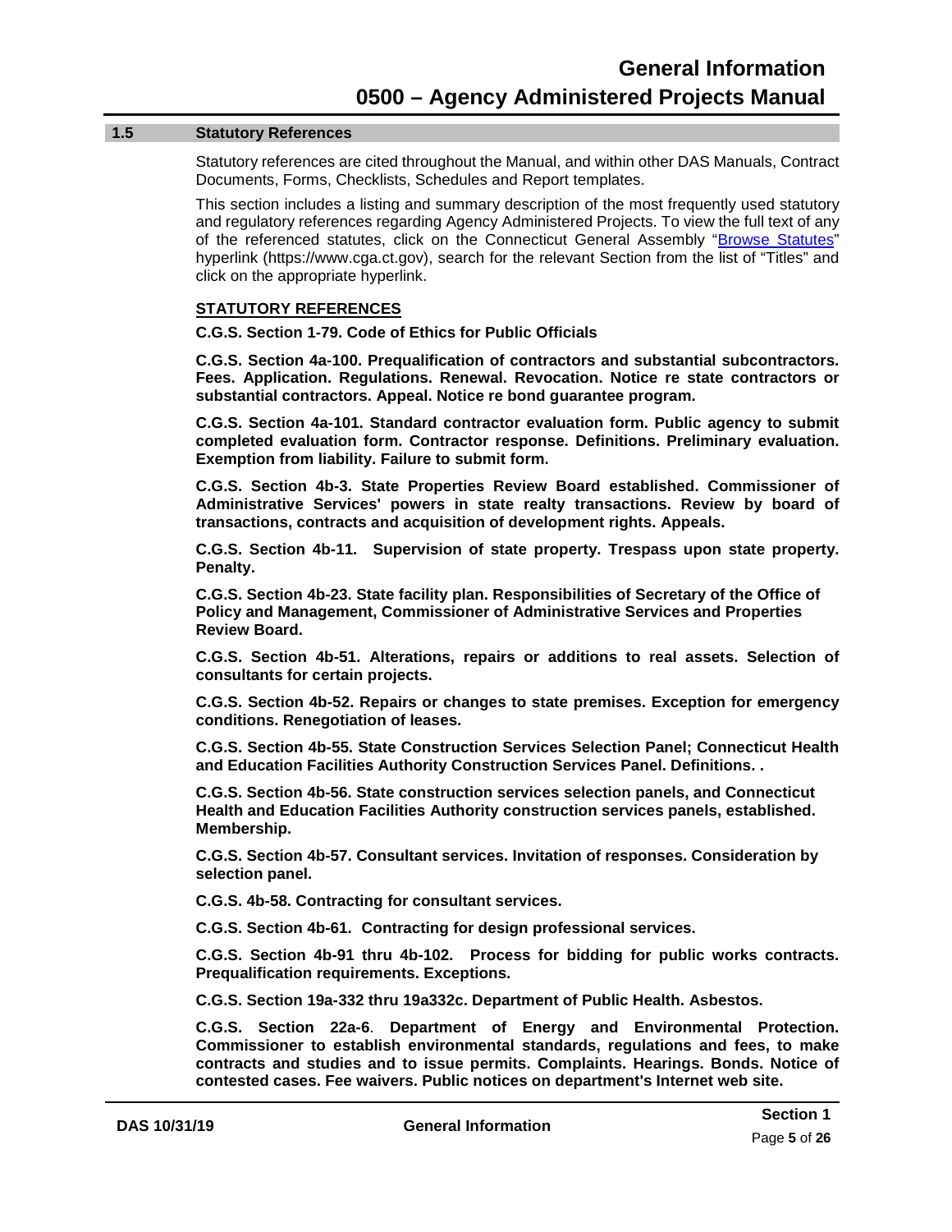## 1.5 Statutory References

Statutory references are cited throughout the Manual, and within other DAS Manuals, Contract Documents, Forms, Checklists, Schedules and Report templates.

This section includes a listing and summary description of the most frequently used statutory and regulatory references regarding Agency Administered Projects. To view the full text of any of the referenced statutes, click on the Connecticut General Assembly "Browse Statutes" hyperlink (https://www.cga.ct.gov), search for the relevant Section from the list of "Titles" and click on the appropriate hyperlink.

### STATUTORY REFERENCES

**C.G.S. Section 1-79. Code of Ethics for Public Officials**

**C.G.S. Section 4a-100. Prequalification of contractors and substantial subcontractors. Fees. Application. Regulations. Renewal. Revocation. Notice re state contractors or substantial contractors. Appeal. Notice re bond guarantee program.**

**C.G.S. Section 4a-101. Standard contractor evaluation form. Public agency to submit completed evaluation form. Contractor response. Definitions. Preliminary evaluation. Exemption from liability. Failure to submit form.**

**C.G.S. Section 4b-3. State Properties Review Board established. Commissioner of Administrative Services' powers in state realty transactions. Review by board of transactions, contracts and acquisition of development rights. Appeals.**

**C.G.S. Section 4b-11. Supervision of state property. Trespass upon state property. Penalty.**

**C.G.S. Section 4b-23. State facility plan. Responsibilities of Secretary of the Office of Policy and Management, Commissioner of Administrative Services and Properties Review Board.**

**C.G.S. Section 4b-51. Alterations, repairs or additions to real assets. Selection of consultants for certain projects.**

**C.G.S. Section 4b-52. Repairs or changes to state premises. Exception for emergency conditions. Renegotiation of leases.**

**C.G.S. Section 4b-55. State Construction Services Selection Panel; Connecticut Health and Education Facilities Authority Construction Services Panel. Definitions. .**

**C.G.S. Section 4b-56. State construction services selection panels, and Connecticut Health and Education Facilities Authority construction services panels, established. Membership.**

**C.G.S. Section 4b-57. Consultant services. Invitation of responses. Consideration by selection panel.**

**C.G.S. 4b-58. Contracting for consultant services.**

**C.G.S. Section 4b-61. Contracting for design professional services.**

**C.G.S. Section 4b-91 thru 4b-102. Process for bidding for public works contracts. Prequalification requirements. Exceptions.**

**C.G.S. Section 19a-332 thru 19a332c. Department of Public Health. Asbestos.**

**C.G.S. Section 22a-6**. **Department of Energy and Environmental Protection. Commissioner to establish environmental standards, regulations and fees, to make contracts and studies and to issue permits. Complaints. Hearings. Bonds. Notice of contested cases. Fee waivers. Public notices on department's Internet web site.**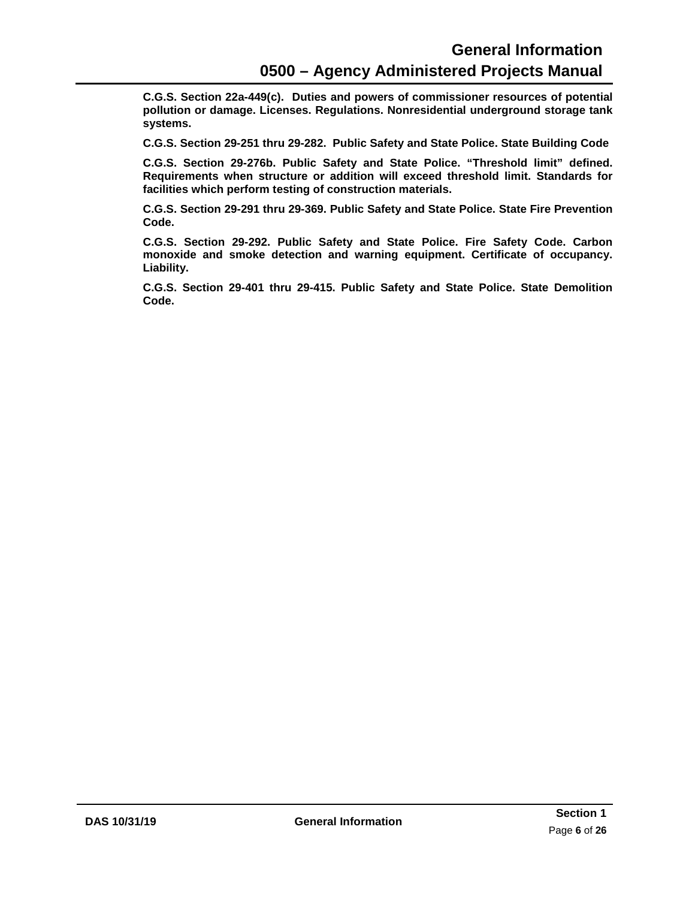**C.G.S. Section 22a-449(c). Duties and powers of commissioner resources of potential pollution or damage. Licenses. Regulations. Nonresidential underground storage tank systems.**

**C.G.S. Section 29-251 thru 29-282. Public Safety and State Police. State Building Code**

**C.G.S. Section 29-276b. Public Safety and State Police. "Threshold limit" defined. Requirements when structure or addition will exceed threshold limit. Standards for facilities which perform testing of construction materials.**

**C.G.S. Section 29-291 thru 29-369. Public Safety and State Police. State Fire Prevention Code.**

**C.G.S. Section 29-292. Public Safety and State Police. Fire Safety Code. Carbon monoxide and smoke detection and warning equipment. Certificate of occupancy. Liability.**

**C.G.S. Section 29-401 thru 29-415. Public Safety and State Police. State Demolition Code.**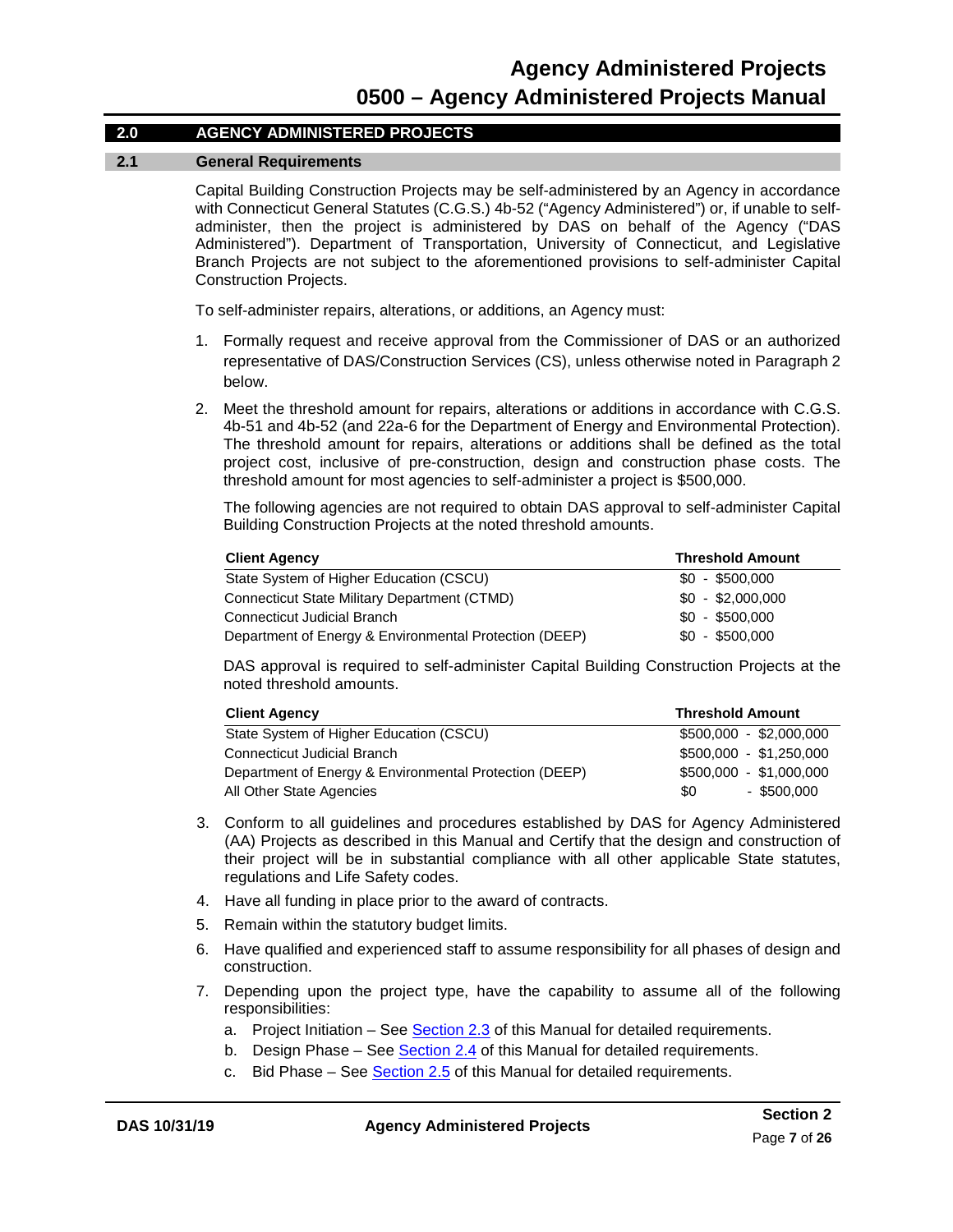## 2.0 AGENCY ADMINISTERED PROJECTS

### 2.1 General Requirements

Capital Building Construction Projects may be self-administered by an Agency in accordance with Connecticut General Statutes (C.G.S.) 4b-52 ("Agency Administered") or, if unable to self-administer, then the project is administered by DAS on behalf of the Agency ("DAS Administered"). Department of Transportation, University of Connecticut, and Legislative Branch Projects are not subject to the aforementioned provisions to self-administer Capital Construction Projects.

To self-administer repairs, alterations, or additions, an Agency must:

1. Formally request and receive approval from the Commissioner of DAS or an authorized representative of DAS/Construction Services (CS), unless otherwise noted in Paragraph 2 below.

2. Meet the threshold amount for repairs, alterations or additions in accordance with C.G.S. 4b-51 and 4b-52 (and 22a-6 for the Department of Energy and Environmental Protection). The threshold amount for repairs, alterations or additions shall be defined as the total project cost, inclusive of pre-construction, design and construction phase costs. The threshold amount for most agencies to self-administer a project is $500,000.

   The following agencies are not required to obtain DAS approval to self-administer Capital Building Construction Projects at the noted threshold amounts.

   | Client Agency | Threshold Amount |
   |---|---|
   | State System of Higher Education (CSCU) | $0 - $500,000 |
   | Connecticut State Military Department (CTMD) | $0 - $2,000,000 |
   | Connecticut Judicial Branch | $0 - $500,000 |
   | Department of Energy & Environmental Protection (DEEP) | $0 - $500,000 |

   DAS approval is required to self-administer Capital Building Construction Projects at the noted threshold amounts.

   | Client Agency | Threshold Amount |
   |---|---|
   | State System of Higher Education (CSCU) | $500,000 - $2,000,000 |
   | Connecticut Judicial Branch | $500,000 - $1,250,000 |
   | Department of Energy & Environmental Protection (DEEP) | $500,000 - $1,000,000 |
   | All Other State Agencies | $0 - $500,000 |

3. Conform to all guidelines and procedures established by DAS for Agency Administered (AA) Projects as described in this Manual and Certify that the design and construction of their project will be in substantial compliance with all other applicable State statutes, regulations and Life Safety codes.
4. Have all funding in place prior to the award of contracts.
5. Remain within the statutory budget limits.
6. Have qualified and experienced staff to assume responsibility for all phases of design and construction.
7. Depending upon the project type, have the capability to assume all of the following responsibilities:
   a. Project Initiation – See Section 2.3 of this Manual for detailed requirements.
   b. Design Phase – See Section 2.4 of this Manual for detailed requirements.
   c. Bid Phase – See Section 2.5 of this Manual for detailed requirements.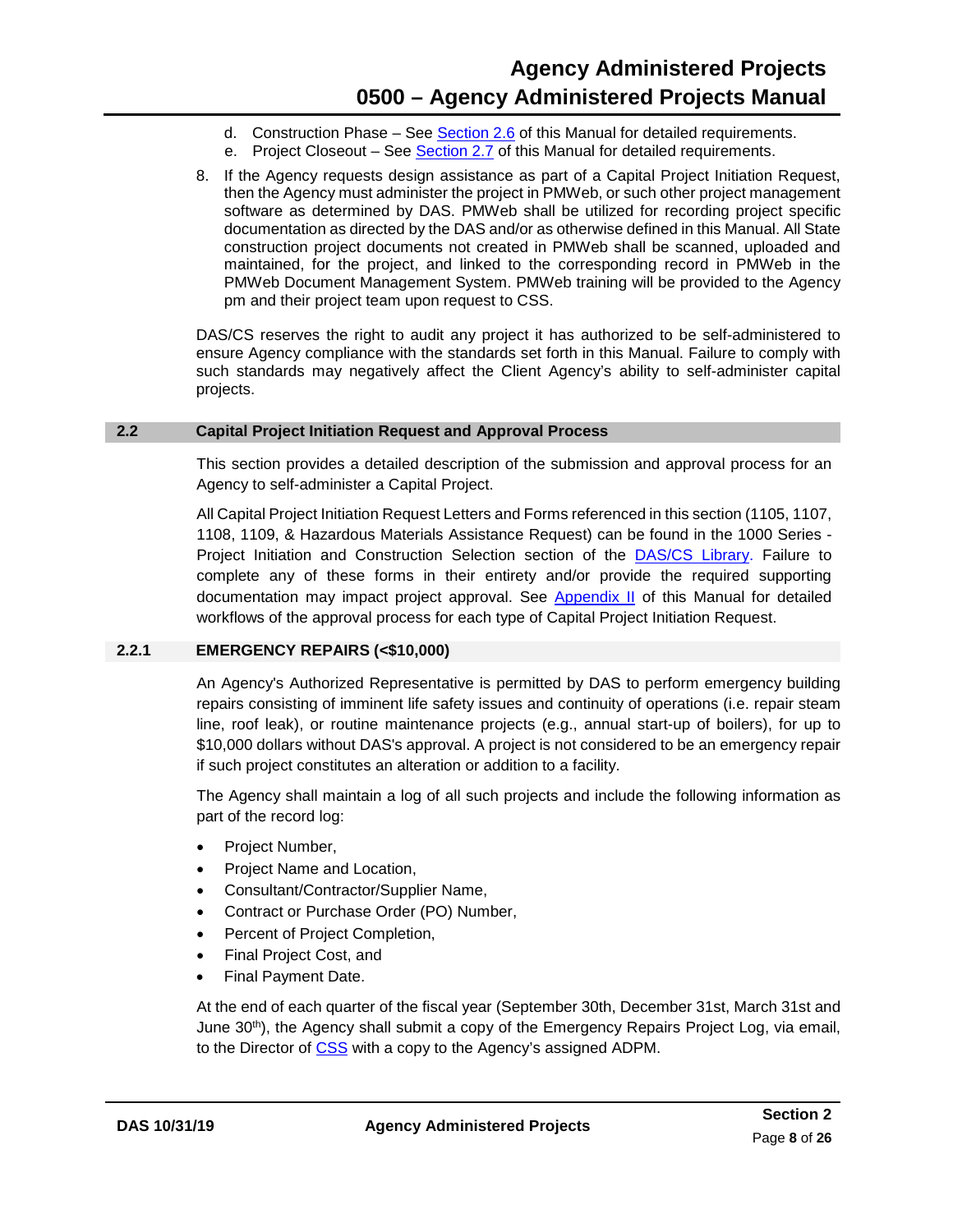d. Construction Phase – See [Section 2.6](#) of this Manual for detailed requirements.
   e. Project Closeout – See [Section 2.7](#) of this Manual for detailed requirements.

8. If the Agency requests design assistance as part of a Capital Project Initiation Request, then the Agency must administer the project in PMWeb, or such other project management software as determined by DAS. PMWeb shall be utilized for recording project specific documentation as directed by the DAS and/or as otherwise defined in this Manual. All State construction project documents not created in PMWeb shall be scanned, uploaded and maintained, for the project, and linked to the corresponding record in PMWeb in the PMWeb Document Management System. PMWeb training will be provided to the Agency pm and their project team upon request to CSS.

DAS/CS reserves the right to audit any project it has authorized to be self-administered to ensure Agency compliance with the standards set forth in this Manual. Failure to comply with such standards may negatively affect the Client Agency's ability to self-administer capital projects.

## 2.2 Capital Project Initiation Request and Approval Process

This section provides a detailed description of the submission and approval process for an Agency to self-administer a Capital Project.

All Capital Project Initiation Request Letters and Forms referenced in this section (1105, 1107, 1108, 1109, & Hazardous Materials Assistance Request) can be found in the 1000 Series - Project Initiation and Construction Selection section of the [DAS/CS Library](#). Failure to complete any of these forms in their entirety and/or provide the required supporting documentation may impact project approval. See [Appendix II](#) of this Manual for detailed workflows of the approval process for each type of Capital Project Initiation Request.

### 2.2.1 EMERGENCY REPAIRS (<$10,000)

An Agency's Authorized Representative is permitted by DAS to perform emergency building repairs consisting of imminent life safety issues and continuity of operations (i.e. repair steam line, roof leak), or routine maintenance projects (e.g., annual start-up of boilers), for up to $10,000 dollars without DAS's approval. A project is not considered to be an emergency repair if such project constitutes an alteration or addition to a facility.

The Agency shall maintain a log of all such projects and include the following information as part of the record log:

- Project Number,
- Project Name and Location,
- Consultant/Contractor/Supplier Name,
- Contract or Purchase Order (PO) Number,
- Percent of Project Completion,
- Final Project Cost, and
- Final Payment Date.

At the end of each quarter of the fiscal year (September 30th, December 31st, March 31st and June 30th), the Agency shall submit a copy of the Emergency Repairs Project Log, via email, to the Director of [CSS](#) with a copy to the Agency's assigned ADPM.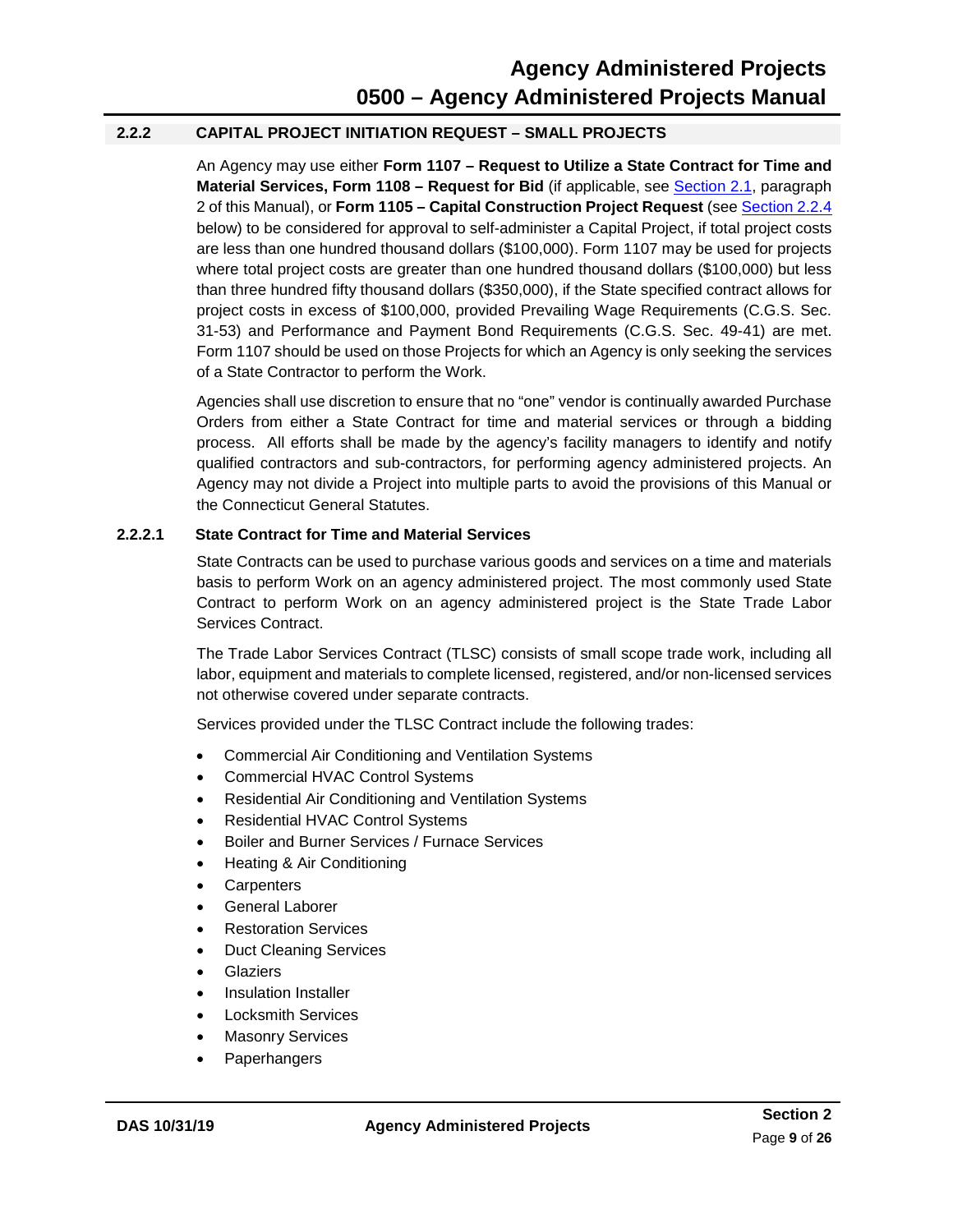### 2.2.2 CAPITAL PROJECT INITIATION REQUEST – SMALL PROJECTS

An Agency may use either **Form 1107 – Request to Utilize a State Contract for Time and Material Services, Form 1108 – Request for Bid** (if applicable, see Section 2.1, paragraph 2 of this Manual), or **Form 1105 – Capital Construction Project Request** (see Section 2.2.4 below) to be considered for approval to self-administer a Capital Project, if total project costs are less than one hundred thousand dollars ($100,000). Form 1107 may be used for projects where total project costs are greater than one hundred thousand dollars ($100,000) but less than three hundred fifty thousand dollars ($350,000), if the State specified contract allows for project costs in excess of $100,000, provided Prevailing Wage Requirements (C.G.S. Sec. 31-53) and Performance and Payment Bond Requirements (C.G.S. Sec. 49-41) are met. Form 1107 should be used on those Projects for which an Agency is only seeking the services of a State Contractor to perform the Work.

Agencies shall use discretion to ensure that no "one" vendor is continually awarded Purchase Orders from either a State Contract for time and material services or through a bidding process. All efforts shall be made by the agency's facility managers to identify and notify qualified contractors and sub-contractors, for performing agency administered projects. An Agency may not divide a Project into multiple parts to avoid the provisions of this Manual or the Connecticut General Statutes.

#### 2.2.2.1 State Contract for Time and Material Services

State Contracts can be used to purchase various goods and services on a time and materials basis to perform Work on an agency administered project. The most commonly used State Contract to perform Work on an agency administered project is the State Trade Labor Services Contract.

The Trade Labor Services Contract (TLSC) consists of small scope trade work, including all labor, equipment and materials to complete licensed, registered, and/or non-licensed services not otherwise covered under separate contracts.

Services provided under the TLSC Contract include the following trades:

- Commercial Air Conditioning and Ventilation Systems
- Commercial HVAC Control Systems
- Residential Air Conditioning and Ventilation Systems
- Residential HVAC Control Systems
- Boiler and Burner Services / Furnace Services
- Heating & Air Conditioning
- Carpenters
- General Laborer
- Restoration Services
- Duct Cleaning Services
- Glaziers
- Insulation Installer
- Locksmith Services
- Masonry Services
- Paperhangers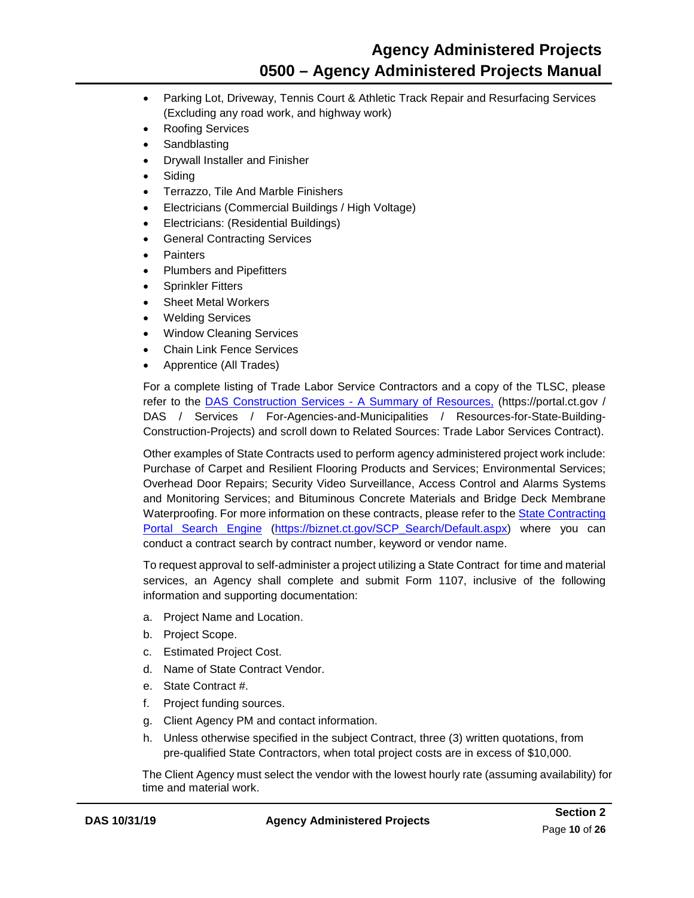- Parking Lot, Driveway, Tennis Court & Athletic Track Repair and Resurfacing Services (Excluding any road work, and highway work)
- Roofing Services
- Sandblasting
- Drywall Installer and Finisher
- Siding
- Terrazzo, Tile And Marble Finishers
- Electricians (Commercial Buildings / High Voltage)
- Electricians: (Residential Buildings)
- General Contracting Services
- Painters
- Plumbers and Pipefitters
- Sprinkler Fitters
- Sheet Metal Workers
- Welding Services
- Window Cleaning Services
- Chain Link Fence Services
- Apprentice (All Trades)

For a complete listing of Trade Labor Service Contractors and a copy of the TLSC, please refer to the [DAS Construction Services - A Summary of Resources,](https://portal.ct.gov/DAS/Services/For-Agencies-and-Municipalities/Resources-for-State-Building-Construction-Projects) (https://portal.ct.gov / DAS / Services / For-Agencies-and-Municipalities / Resources-for-State-Building-Construction-Projects) and scroll down to Related Sources: Trade Labor Services Contract).

Other examples of State Contracts used to perform agency administered project work include: Purchase of Carpet and Resilient Flooring Products and Services; Environmental Services; Overhead Door Repairs; Security Video Surveillance, Access Control and Alarms Systems and Monitoring Services; and Bituminous Concrete Materials and Bridge Deck Membrane Waterproofing. For more information on these contracts, please refer to the [State Contracting Portal Search Engine](https://biznet.ct.gov/SCP_Search/Default.aspx) (https://biznet.ct.gov/SCP_Search/Default.aspx) where you can conduct a contract search by contract number, keyword or vendor name.

To request approval to self-administer a project utilizing a State Contract for time and material services, an Agency shall complete and submit Form 1107, inclusive of the following information and supporting documentation:

a. Project Name and Location.
b. Project Scope.
c. Estimated Project Cost.
d. Name of State Contract Vendor.
e. State Contract #.
f. Project funding sources.
g. Client Agency PM and contact information.
h. Unless otherwise specified in the subject Contract, three (3) written quotations, from pre-qualified State Contractors, when total project costs are in excess of $10,000.

The Client Agency must select the vendor with the lowest hourly rate (assuming availability) for time and material work.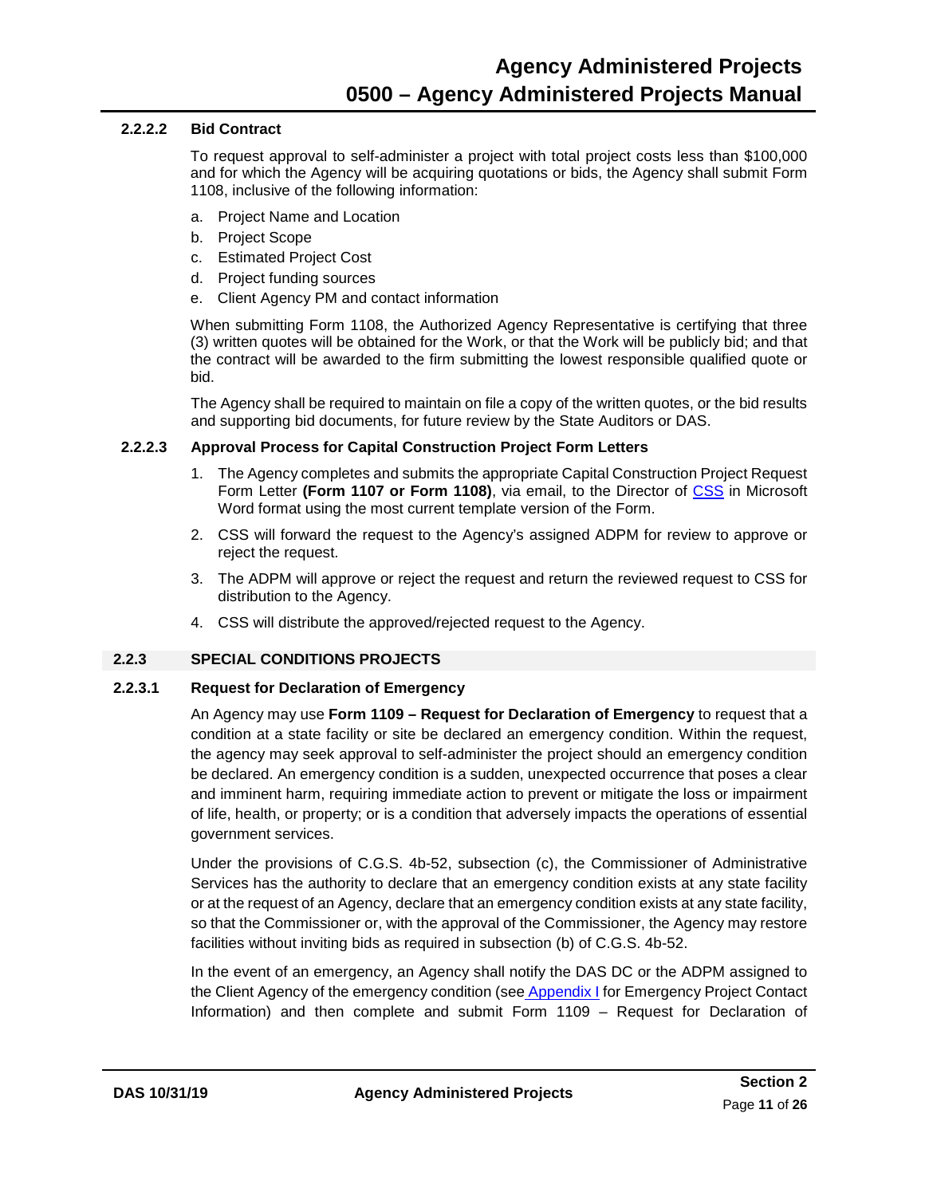#### 2.2.2.2 Bid Contract

To request approval to self-administer a project with total project costs less than $100,000 and for which the Agency will be acquiring quotations or bids, the Agency shall submit Form 1108, inclusive of the following information:

a. Project Name and Location
b. Project Scope
c. Estimated Project Cost
d. Project funding sources
e. Client Agency PM and contact information

When submitting Form 1108, the Authorized Agency Representative is certifying that three (3) written quotes will be obtained for the Work, or that the Work will be publicly bid; and that the contract will be awarded to the firm submitting the lowest responsible qualified quote or bid.

The Agency shall be required to maintain on file a copy of the written quotes, or the bid results and supporting bid documents, for future review by the State Auditors or DAS.

#### 2.2.2.3 Approval Process for Capital Construction Project Form Letters

1. The Agency completes and submits the appropriate Capital Construction Project Request Form Letter **(Form 1107 or Form 1108)**, via email, to the Director of CSS in Microsoft Word format using the most current template version of the Form.
2. CSS will forward the request to the Agency's assigned ADPM for review to approve or reject the request.
3. The ADPM will approve or reject the request and return the reviewed request to CSS for distribution to the Agency.
4. CSS will distribute the approved/rejected request to the Agency.

### 2.2.3 SPECIAL CONDITIONS PROJECTS

#### 2.2.3.1 Request for Declaration of Emergency

An Agency may use **Form 1109 – Request for Declaration of Emergency** to request that a condition at a state facility or site be declared an emergency condition. Within the request, the agency may seek approval to self-administer the project should an emergency condition be declared. An emergency condition is a sudden, unexpected occurrence that poses a clear and imminent harm, requiring immediate action to prevent or mitigate the loss or impairment of life, health, or property; or is a condition that adversely impacts the operations of essential government services.

Under the provisions of C.G.S. 4b-52, subsection (c), the Commissioner of Administrative Services has the authority to declare that an emergency condition exists at any state facility or at the request of an Agency, declare that an emergency condition exists at any state facility, so that the Commissioner or, with the approval of the Commissioner, the Agency may restore facilities without inviting bids as required in subsection (b) of C.G.S. 4b-52.

In the event of an emergency, an Agency shall notify the DAS DC or the ADPM assigned to the Client Agency of the emergency condition (see Appendix I for Emergency Project Contact Information) and then complete and submit Form 1109 – Request for Declaration of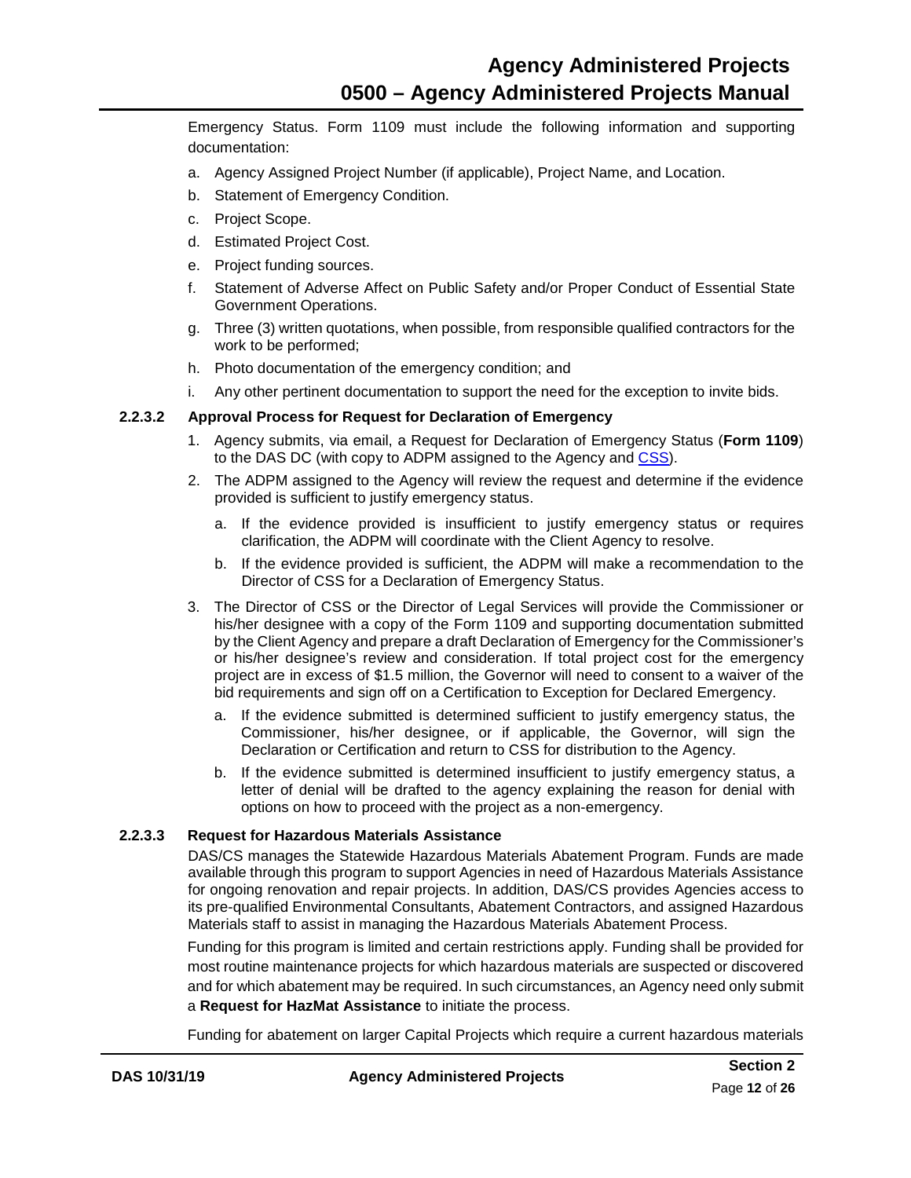Emergency Status. Form 1109 must include the following information and supporting documentation:

a. Agency Assigned Project Number (if applicable), Project Name, and Location.
b. Statement of Emergency Condition.
c. Project Scope.
d. Estimated Project Cost.
e. Project funding sources.
f. Statement of Adverse Affect on Public Safety and/or Proper Conduct of Essential State Government Operations.
g. Three (3) written quotations, when possible, from responsible qualified contractors for the work to be performed;
h. Photo documentation of the emergency condition; and
i. Any other pertinent documentation to support the need for the exception to invite bids.

#### 2.2.3.2 Approval Process for Request for Declaration of Emergency

1. Agency submits, via email, a Request for Declaration of Emergency Status (**Form 1109**) to the DAS DC (with copy to ADPM assigned to the Agency and CSS).
2. The ADPM assigned to the Agency will review the request and determine if the evidence provided is sufficient to justify emergency status.
   a. If the evidence provided is insufficient to justify emergency status or requires clarification, the ADPM will coordinate with the Client Agency to resolve.
   b. If the evidence provided is sufficient, the ADPM will make a recommendation to the Director of CSS for a Declaration of Emergency Status.
3. The Director of CSS or the Director of Legal Services will provide the Commissioner or his/her designee with a copy of the Form 1109 and supporting documentation submitted by the Client Agency and prepare a draft Declaration of Emergency for the Commissioner's or his/her designee's review and consideration. If total project cost for the emergency project are in excess of $1.5 million, the Governor will need to consent to a waiver of the bid requirements and sign off on a Certification to Exception for Declared Emergency.
   a. If the evidence submitted is determined sufficient to justify emergency status, the Commissioner, his/her designee, or if applicable, the Governor, will sign the Declaration or Certification and return to CSS for distribution to the Agency.
   b. If the evidence submitted is determined insufficient to justify emergency status, a letter of denial will be drafted to the agency explaining the reason for denial with options on how to proceed with the project as a non-emergency.

#### 2.2.3.3 Request for Hazardous Materials Assistance

DAS/CS manages the Statewide Hazardous Materials Abatement Program. Funds are made available through this program to support Agencies in need of Hazardous Materials Assistance for ongoing renovation and repair projects. In addition, DAS/CS provides Agencies access to its pre-qualified Environmental Consultants, Abatement Contractors, and assigned Hazardous Materials staff to assist in managing the Hazardous Materials Abatement Process.

Funding for this program is limited and certain restrictions apply. Funding shall be provided for most routine maintenance projects for which hazardous materials are suspected or discovered and for which abatement may be required. In such circumstances, an Agency need only submit a **Request for HazMat Assistance** to initiate the process.

Funding for abatement on larger Capital Projects which require a current hazardous materials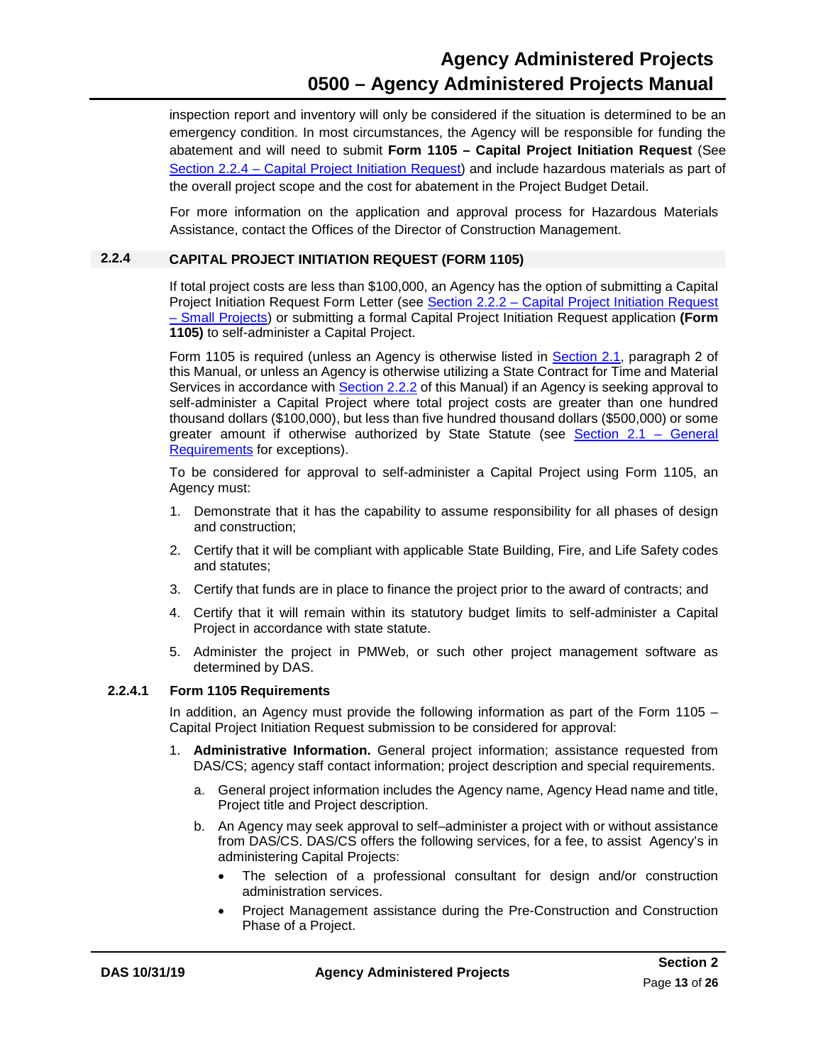inspection report and inventory will only be considered if the situation is determined to be an emergency condition. In most circumstances, the Agency will be responsible for funding the abatement and will need to submit **Form 1105 – Capital Project Initiation Request** (See Section 2.2.4 – Capital Project Initiation Request) and include hazardous materials as part of the overall project scope and the cost for abatement in the Project Budget Detail.

For more information on the application and approval process for Hazardous Materials Assistance, contact the Offices of the Director of Construction Management.

### 2.2.4 CAPITAL PROJECT INITIATION REQUEST (FORM 1105)

If total project costs are less than $100,000, an Agency has the option of submitting a Capital Project Initiation Request Form Letter (see Section 2.2.2 – Capital Project Initiation Request – Small Projects) or submitting a formal Capital Project Initiation Request application **(Form 1105)** to self-administer a Capital Project.

Form 1105 is required (unless an Agency is otherwise listed in Section 2.1, paragraph 2 of this Manual, or unless an Agency is otherwise utilizing a State Contract for Time and Material Services in accordance with Section 2.2.2 of this Manual) if an Agency is seeking approval to self-administer a Capital Project where total project costs are greater than one hundred thousand dollars ($100,000), but less than five hundred thousand dollars ($500,000) or some greater amount if otherwise authorized by State Statute (see Section 2.1 – General Requirements for exceptions).

To be considered for approval to self-administer a Capital Project using Form 1105, an Agency must:

1. Demonstrate that it has the capability to assume responsibility for all phases of design and construction;
2. Certify that it will be compliant with applicable State Building, Fire, and Life Safety codes and statutes;
3. Certify that funds are in place to finance the project prior to the award of contracts; and
4. Certify that it will remain within its statutory budget limits to self-administer a Capital Project in accordance with state statute.
5. Administer the project in PMWeb, or such other project management software as determined by DAS.

#### 2.2.4.1 Form 1105 Requirements

In addition, an Agency must provide the following information as part of the Form 1105 – Capital Project Initiation Request submission to be considered for approval:

1. **Administrative Information.** General project information; assistance requested from DAS/CS; agency staff contact information; project description and special requirements.
   a. General project information includes the Agency name, Agency Head name and title, Project title and Project description.
   b. An Agency may seek approval to self–administer a project with or without assistance from DAS/CS. DAS/CS offers the following services, for a fee, to assist Agency's in administering Capital Projects:
      - The selection of a professional consultant for design and/or construction administration services.
      - Project Management assistance during the Pre-Construction and Construction Phase of a Project.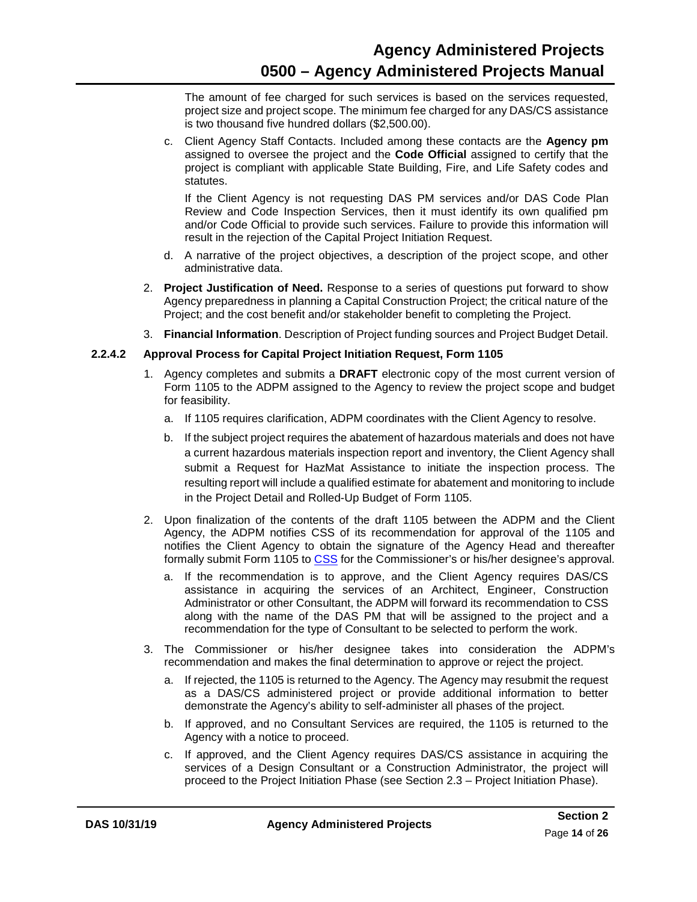The amount of fee charged for such services is based on the services requested, project size and project scope. The minimum fee charged for any DAS/CS assistance is two thousand five hundred dollars ($2,500.00).

c. Client Agency Staff Contacts. Included among these contacts are the **Agency pm** assigned to oversee the project and the **Code Official** assigned to certify that the project is compliant with applicable State Building, Fire, and Life Safety codes and statutes.

   If the Client Agency is not requesting DAS PM services and/or DAS Code Plan Review and Code Inspection Services, then it must identify its own qualified pm and/or Code Official to provide such services. Failure to provide this information will result in the rejection of the Capital Project Initiation Request.

d. A narrative of the project objectives, a description of the project scope, and other administrative data.

2. **Project Justification of Need.** Response to a series of questions put forward to show Agency preparedness in planning a Capital Construction Project; the critical nature of the Project; and the cost benefit and/or stakeholder benefit to completing the Project.
3. **Financial Information**. Description of Project funding sources and Project Budget Detail.

#### 2.2.4.2 Approval Process for Capital Project Initiation Request, Form 1105

1. Agency completes and submits a **DRAFT** electronic copy of the most current version of Form 1105 to the ADPM assigned to the Agency to review the project scope and budget for feasibility.
   a. If 1105 requires clarification, ADPM coordinates with the Client Agency to resolve.
   b. If the subject project requires the abatement of hazardous materials and does not have a current hazardous materials inspection report and inventory, the Client Agency shall submit a Request for HazMat Assistance to initiate the inspection process. The resulting report will include a qualified estimate for abatement and monitoring to include in the Project Detail and Rolled-Up Budget of Form 1105.
2. Upon finalization of the contents of the draft 1105 between the ADPM and the Client Agency, the ADPM notifies CSS of its recommendation for approval of the 1105 and notifies the Client Agency to obtain the signature of the Agency Head and thereafter formally submit Form 1105 to CSS for the Commissioner's or his/her designee's approval.
   a. If the recommendation is to approve, and the Client Agency requires DAS/CS assistance in acquiring the services of an Architect, Engineer, Construction Administrator or other Consultant, the ADPM will forward its recommendation to CSS along with the name of the DAS PM that will be assigned to the project and a recommendation for the type of Consultant to be selected to perform the work.
3. The Commissioner or his/her designee takes into consideration the ADPM's recommendation and makes the final determination to approve or reject the project.
   a. If rejected, the 1105 is returned to the Agency. The Agency may resubmit the request as a DAS/CS administered project or provide additional information to better demonstrate the Agency's ability to self-administer all phases of the project.
   b. If approved, and no Consultant Services are required, the 1105 is returned to the Agency with a notice to proceed.
   c. If approved, and the Client Agency requires DAS/CS assistance in acquiring the services of a Design Consultant or a Construction Administrator, the project will proceed to the Project Initiation Phase (see Section 2.3 – Project Initiation Phase).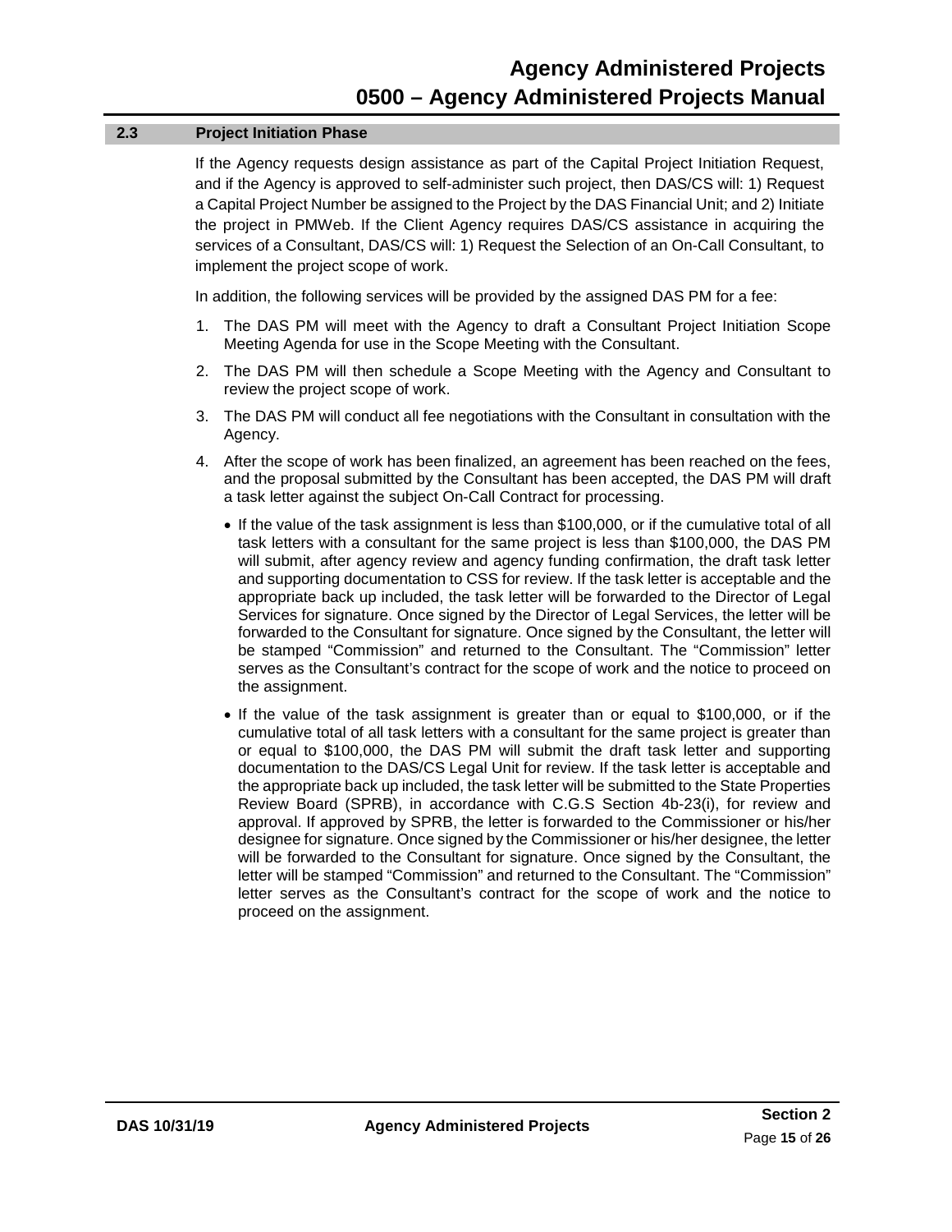## 2.3 Project Initiation Phase

If the Agency requests design assistance as part of the Capital Project Initiation Request, and if the Agency is approved to self-administer such project, then DAS/CS will: 1) Request a Capital Project Number be assigned to the Project by the DAS Financial Unit; and 2) Initiate the project in PMWeb. If the Client Agency requires DAS/CS assistance in acquiring the services of a Consultant, DAS/CS will: 1) Request the Selection of an On-Call Consultant, to implement the project scope of work.

In addition, the following services will be provided by the assigned DAS PM for a fee:

1. The DAS PM will meet with the Agency to draft a Consultant Project Initiation Scope Meeting Agenda for use in the Scope Meeting with the Consultant.
2. The DAS PM will then schedule a Scope Meeting with the Agency and Consultant to review the project scope of work.
3. The DAS PM will conduct all fee negotiations with the Consultant in consultation with the Agency.
4. After the scope of work has been finalized, an agreement has been reached on the fees, and the proposal submitted by the Consultant has been accepted, the DAS PM will draft a task letter against the subject On-Call Contract for processing.
   - If the value of the task assignment is less than $100,000, or if the cumulative total of all task letters with a consultant for the same project is less than $100,000, the DAS PM will submit, after agency review and agency funding confirmation, the draft task letter and supporting documentation to CSS for review. If the task letter is acceptable and the appropriate back up included, the task letter will be forwarded to the Director of Legal Services for signature. Once signed by the Director of Legal Services, the letter will be forwarded to the Consultant for signature. Once signed by the Consultant, the letter will be stamped "Commission" and returned to the Consultant. The "Commission" letter serves as the Consultant's contract for the scope of work and the notice to proceed on the assignment.
   - If the value of the task assignment is greater than or equal to $100,000, or if the cumulative total of all task letters with a consultant for the same project is greater than or equal to $100,000, the DAS PM will submit the draft task letter and supporting documentation to the DAS/CS Legal Unit for review. If the task letter is acceptable and the appropriate back up included, the task letter will be submitted to the State Properties Review Board (SPRB), in accordance with C.G.S Section 4b-23(i), for review and approval. If approved by SPRB, the letter is forwarded to the Commissioner or his/her designee for signature. Once signed by the Commissioner or his/her designee, the letter will be forwarded to the Consultant for signature. Once signed by the Consultant, the letter will be stamped "Commission" and returned to the Consultant. The "Commission" letter serves as the Consultant's contract for the scope of work and the notice to proceed on the assignment.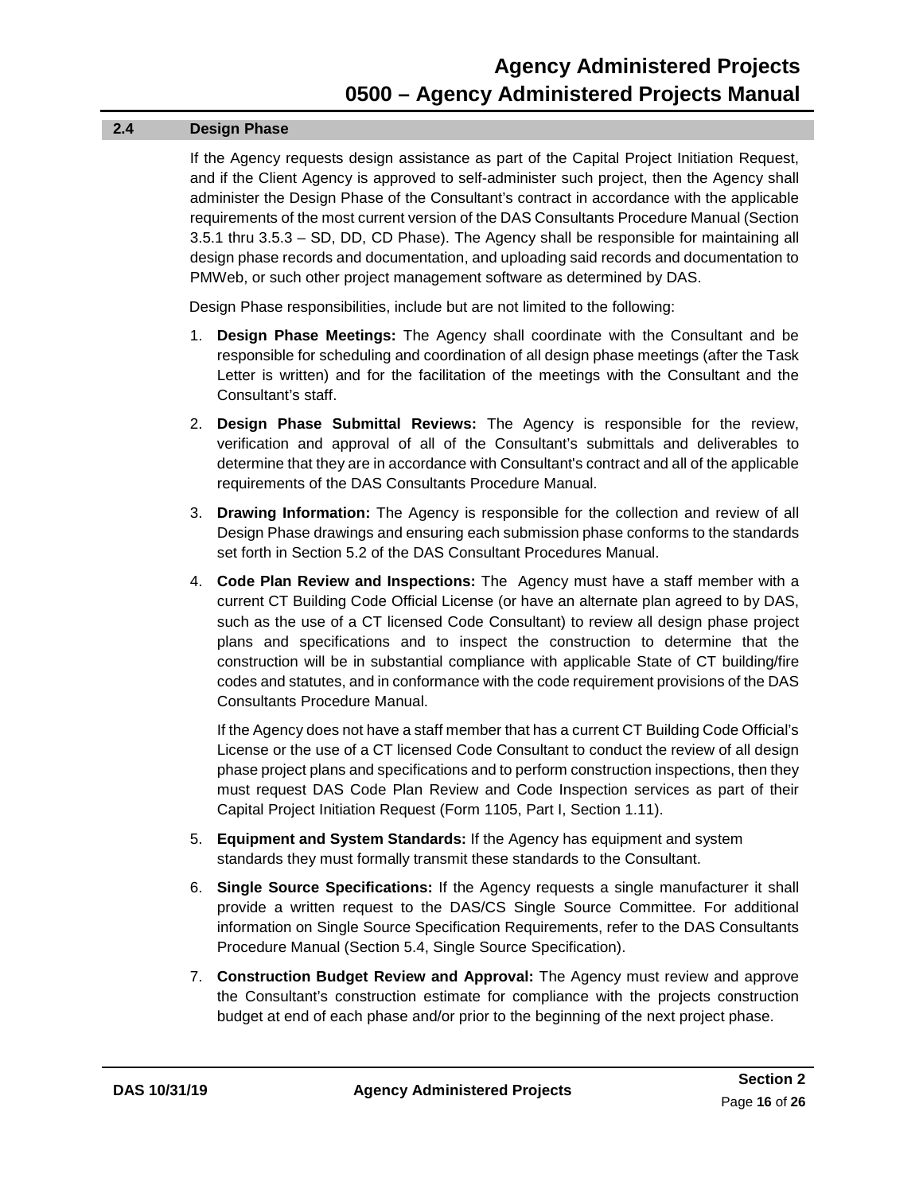## 2.4 Design Phase

If the Agency requests design assistance as part of the Capital Project Initiation Request, and if the Client Agency is approved to self-administer such project, then the Agency shall administer the Design Phase of the Consultant's contract in accordance with the applicable requirements of the most current version of the DAS Consultants Procedure Manual (Section 3.5.1 thru 3.5.3 – SD, DD, CD Phase). The Agency shall be responsible for maintaining all design phase records and documentation, and uploading said records and documentation to PMWeb, or such other project management software as determined by DAS.

Design Phase responsibilities, include but are not limited to the following:

1. **Design Phase Meetings:** The Agency shall coordinate with the Consultant and be responsible for scheduling and coordination of all design phase meetings (after the Task Letter is written) and for the facilitation of the meetings with the Consultant and the Consultant's staff.

2. **Design Phase Submittal Reviews:** The Agency is responsible for the review, verification and approval of all of the Consultant's submittals and deliverables to determine that they are in accordance with Consultant's contract and all of the applicable requirements of the DAS Consultants Procedure Manual.

3. **Drawing Information:** The Agency is responsible for the collection and review of all Design Phase drawings and ensuring each submission phase conforms to the standards set forth in Section 5.2 of the DAS Consultant Procedures Manual.

4. **Code Plan Review and Inspections:** The Agency must have a staff member with a current CT Building Code Official License (or have an alternate plan agreed to by DAS, such as the use of a CT licensed Code Consultant) to review all design phase project plans and specifications and to inspect the construction to determine that the construction will be in substantial compliance with applicable State of CT building/fire codes and statutes, and in conformance with the code requirement provisions of the DAS Consultants Procedure Manual.

   If the Agency does not have a staff member that has a current CT Building Code Official's License or the use of a CT licensed Code Consultant to conduct the review of all design phase project plans and specifications and to perform construction inspections, then they must request DAS Code Plan Review and Code Inspection services as part of their Capital Project Initiation Request (Form 1105, Part I, Section 1.11).

5. **Equipment and System Standards:** If the Agency has equipment and system standards they must formally transmit these standards to the Consultant.

6. **Single Source Specifications:** If the Agency requests a single manufacturer it shall provide a written request to the DAS/CS Single Source Committee. For additional information on Single Source Specification Requirements, refer to the DAS Consultants Procedure Manual (Section 5.4, Single Source Specification).

7. **Construction Budget Review and Approval:** The Agency must review and approve the Consultant's construction estimate for compliance with the projects construction budget at end of each phase and/or prior to the beginning of the next project phase.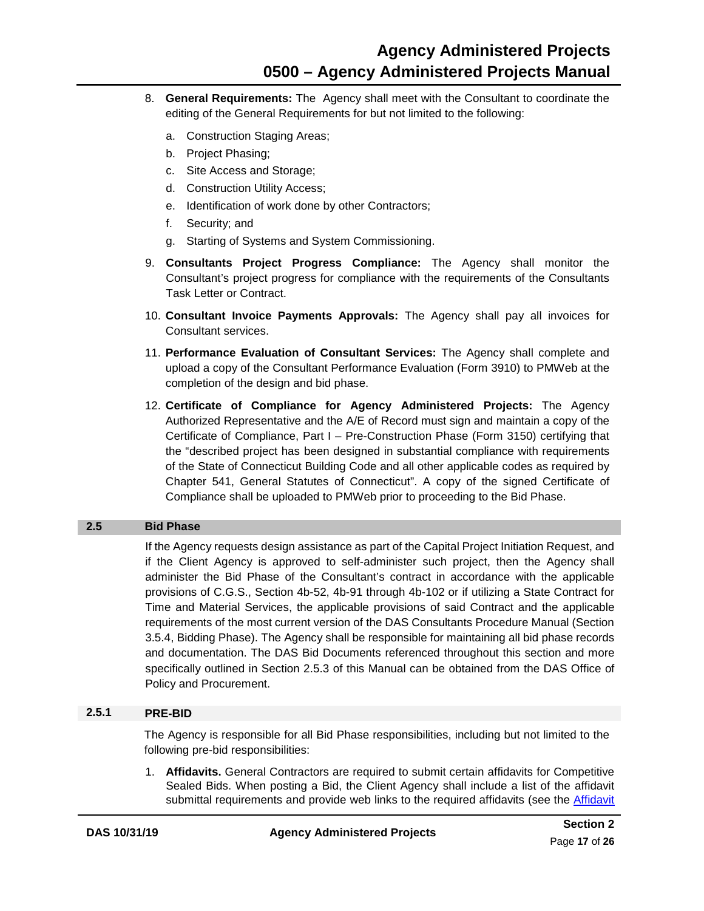8. **General Requirements:** The Agency shall meet with the Consultant to coordinate the editing of the General Requirements for but not limited to the following:

   a. Construction Staging Areas;

   b. Project Phasing;

   c. Site Access and Storage;

   d. Construction Utility Access;

   e. Identification of work done by other Contractors;

   f. Security; and

   g. Starting of Systems and System Commissioning.

9. **Consultants Project Progress Compliance:** The Agency shall monitor the Consultant's project progress for compliance with the requirements of the Consultants Task Letter or Contract.

10. **Consultant Invoice Payments Approvals:** The Agency shall pay all invoices for Consultant services.

11. **Performance Evaluation of Consultant Services:** The Agency shall complete and upload a copy of the Consultant Performance Evaluation (Form 3910) to PMWeb at the completion of the design and bid phase.

12. **Certificate of Compliance for Agency Administered Projects:** The Agency Authorized Representative and the A/E of Record must sign and maintain a copy of the Certificate of Compliance, Part I – Pre-Construction Phase (Form 3150) certifying that the "described project has been designed in substantial compliance with requirements of the State of Connecticut Building Code and all other applicable codes as required by Chapter 541, General Statutes of Connecticut". A copy of the signed Certificate of Compliance shall be uploaded to PMWeb prior to proceeding to the Bid Phase.

## 2.5 Bid Phase

If the Agency requests design assistance as part of the Capital Project Initiation Request, and if the Client Agency is approved to self-administer such project, then the Agency shall administer the Bid Phase of the Consultant's contract in accordance with the applicable provisions of C.G.S., Section 4b-52, 4b-91 through 4b-102 or if utilizing a State Contract for Time and Material Services, the applicable provisions of said Contract and the applicable requirements of the most current version of the DAS Consultants Procedure Manual (Section 3.5.4, Bidding Phase). The Agency shall be responsible for maintaining all bid phase records and documentation. The DAS Bid Documents referenced throughout this section and more specifically outlined in Section 2.5.3 of this Manual can be obtained from the DAS Office of Policy and Procurement.

### 2.5.1 PRE-BID

The Agency is responsible for all Bid Phase responsibilities, including but not limited to the following pre-bid responsibilities:

1. **Affidavits.** General Contractors are required to submit certain affidavits for Competitive Sealed Bids. When posting a Bid, the Client Agency shall include a list of the affidavit submittal requirements and provide web links to the required affidavits (see the Affidavit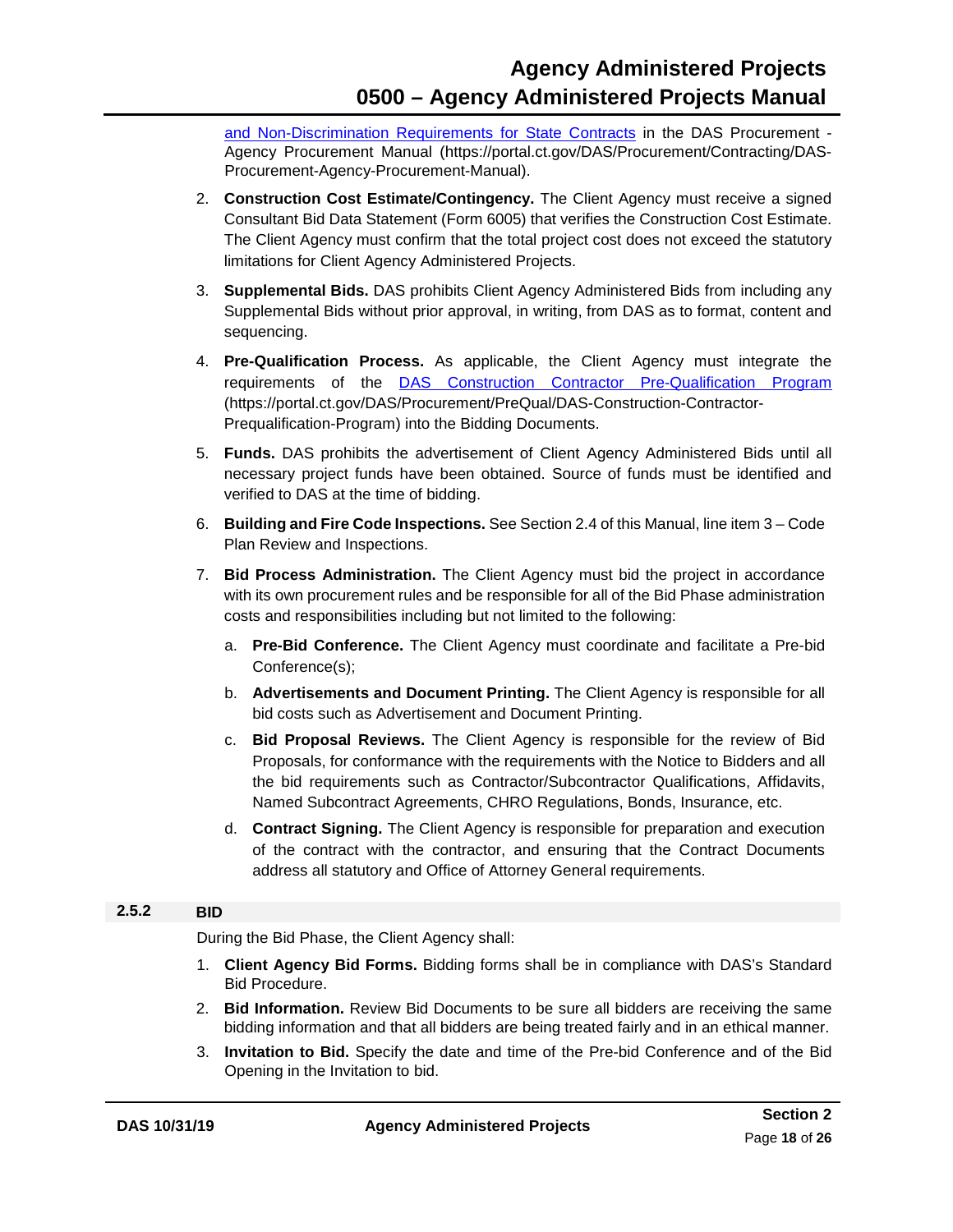and Non-Discrimination Requirements for State Contracts in the DAS Procurement - Agency Procurement Manual (https://portal.ct.gov/DAS/Procurement/Contracting/DAS-Procurement-Agency-Procurement-Manual).

2. **Construction Cost Estimate/Contingency.** The Client Agency must receive a signed Consultant Bid Data Statement (Form 6005) that verifies the Construction Cost Estimate. The Client Agency must confirm that the total project cost does not exceed the statutory limitations for Client Agency Administered Projects.

3. **Supplemental Bids.** DAS prohibits Client Agency Administered Bids from including any Supplemental Bids without prior approval, in writing, from DAS as to format, content and sequencing.

4. **Pre-Qualification Process.** As applicable, the Client Agency must integrate the requirements of the DAS Construction Contractor Pre-Qualification Program (https://portal.ct.gov/DAS/Procurement/PreQual/DAS-Construction-Contractor-Prequalification-Program) into the Bidding Documents.

5. **Funds.** DAS prohibits the advertisement of Client Agency Administered Bids until all necessary project funds have been obtained. Source of funds must be identified and verified to DAS at the time of bidding.

6. **Building and Fire Code Inspections.** See Section 2.4 of this Manual, line item 3 – Code Plan Review and Inspections.

7. **Bid Process Administration.** The Client Agency must bid the project in accordance with its own procurement rules and be responsible for all of the Bid Phase administration costs and responsibilities including but not limited to the following:

   a. **Pre-Bid Conference.** The Client Agency must coordinate and facilitate a Pre-bid Conference(s);

   b. **Advertisements and Document Printing.** The Client Agency is responsible for all bid costs such as Advertisement and Document Printing.

   c. **Bid Proposal Reviews.** The Client Agency is responsible for the review of Bid Proposals, for conformance with the requirements with the Notice to Bidders and all the bid requirements such as Contractor/Subcontractor Qualifications, Affidavits, Named Subcontract Agreements, CHRO Regulations, Bonds, Insurance, etc.

   d. **Contract Signing.** The Client Agency is responsible for preparation and execution of the contract with the contractor, and ensuring that the Contract Documents address all statutory and Office of Attorney General requirements.

### 2.5.2 BID

During the Bid Phase, the Client Agency shall:

1. **Client Agency Bid Forms.** Bidding forms shall be in compliance with DAS's Standard Bid Procedure.

2. **Bid Information.** Review Bid Documents to be sure all bidders are receiving the same bidding information and that all bidders are being treated fairly and in an ethical manner.

3. **Invitation to Bid.** Specify the date and time of the Pre-bid Conference and of the Bid Opening in the Invitation to bid.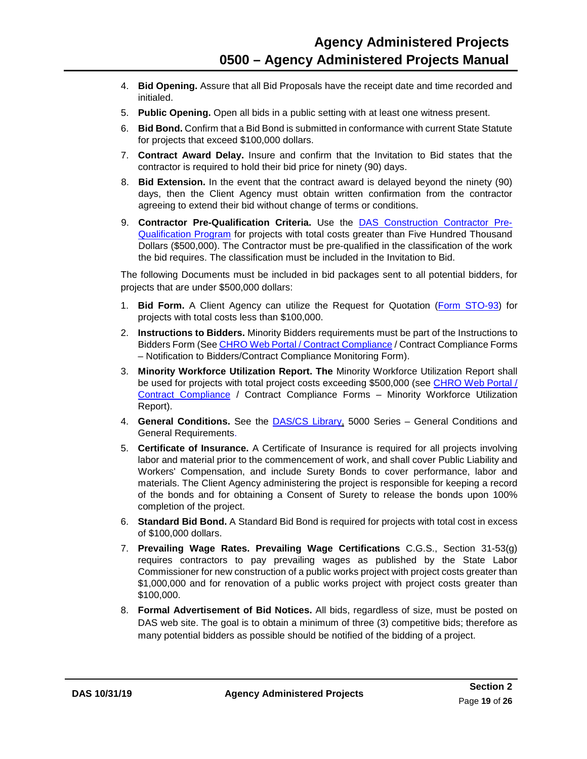4. **Bid Opening.** Assure that all Bid Proposals have the receipt date and time recorded and initialed.
5. **Public Opening.** Open all bids in a public setting with at least one witness present.
6. **Bid Bond.** Confirm that a Bid Bond is submitted in conformance with current State Statute for projects that exceed $100,000 dollars.
7. **Contract Award Delay.** Insure and confirm that the Invitation to Bid states that the contractor is required to hold their bid price for ninety (90) days.
8. **Bid Extension.** In the event that the contract award is delayed beyond the ninety (90) days, then the Client Agency must obtain written confirmation from the contractor agreeing to extend their bid without change of terms or conditions.
9. **Contractor Pre-Qualification Criteria.** Use the DAS Construction Contractor Pre-Qualification Program for projects with total costs greater than Five Hundred Thousand Dollars ($500,000). The Contractor must be pre-qualified in the classification of the work the bid requires. The classification must be included in the Invitation to Bid.

The following Documents must be included in bid packages sent to all potential bidders, for projects that are under $500,000 dollars:

1. **Bid Form.** A Client Agency can utilize the Request for Quotation (Form STO-93) for projects with total costs less than $100,000.
2. **Instructions to Bidders.** Minority Bidders requirements must be part of the Instructions to Bidders Form (See CHRO Web Portal / Contract Compliance / Contract Compliance Forms – Notification to Bidders/Contract Compliance Monitoring Form).
3. **Minority Workforce Utilization Report. The** Minority Workforce Utilization Report shall be used for projects with total project costs exceeding $500,000 (see CHRO Web Portal / Contract Compliance / Contract Compliance Forms – Minority Workforce Utilization Report).
4. **General Conditions.** See the DAS/CS Library, 5000 Series – General Conditions and General Requirements.
5. **Certificate of Insurance.** A Certificate of Insurance is required for all projects involving labor and material prior to the commencement of work, and shall cover Public Liability and Workers' Compensation, and include Surety Bonds to cover performance, labor and materials. The Client Agency administering the project is responsible for keeping a record of the bonds and for obtaining a Consent of Surety to release the bonds upon 100% completion of the project.
6. **Standard Bid Bond.** A Standard Bid Bond is required for projects with total cost in excess of $100,000 dollars.
7. **Prevailing Wage Rates. Prevailing Wage Certifications** C.G.S., Section 31-53(g) requires contractors to pay prevailing wages as published by the State Labor Commissioner for new construction of a public works project with project costs greater than $1,000,000 and for renovation of a public works project with project costs greater than $100,000.
8. **Formal Advertisement of Bid Notices.** All bids, regardless of size, must be posted on DAS web site. The goal is to obtain a minimum of three (3) competitive bids; therefore as many potential bidders as possible should be notified of the bidding of a project.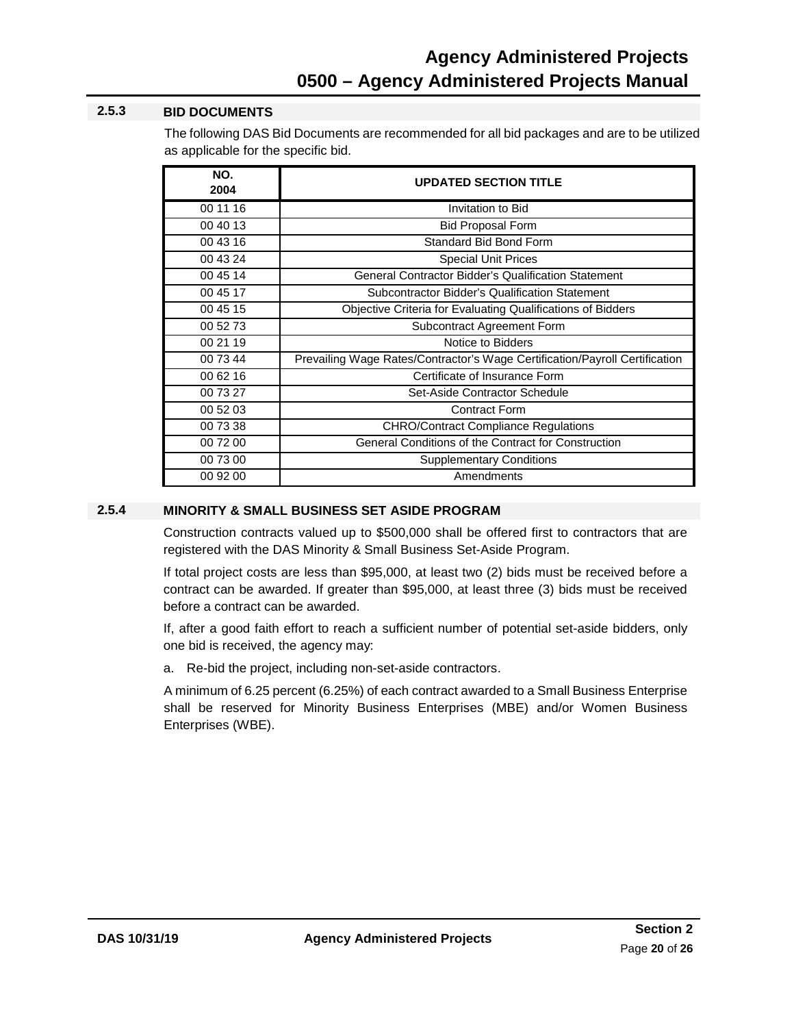### 2.5.3 BID DOCUMENTS

The following DAS Bid Documents are recommended for all bid packages and are to be utilized as applicable for the specific bid.

| NO. 2004 | UPDATED SECTION TITLE |
|---|---|
| 00 11 16 | Invitation to Bid |
| 00 40 13 | Bid Proposal Form |
| 00 43 16 | Standard Bid Bond Form |
| 00 43 24 | Special Unit Prices |
| 00 45 14 | General Contractor Bidder's Qualification Statement |
| 00 45 17 | Subcontractor Bidder's Qualification Statement |
| 00 45 15 | Objective Criteria for Evaluating Qualifications of Bidders |
| 00 52 73 | Subcontract Agreement Form |
| 00 21 19 | Notice to Bidders |
| 00 73 44 | Prevailing Wage Rates/Contractor's Wage Certification/Payroll Certification |
| 00 62 16 | Certificate of Insurance Form |
| 00 73 27 | Set-Aside Contractor Schedule |
| 00 52 03 | Contract Form |
| 00 73 38 | CHRO/Contract Compliance Regulations |
| 00 72 00 | General Conditions of the Contract for Construction |
| 00 73 00 | Supplementary Conditions |
| 00 92 00 | Amendments |

### 2.5.4 MINORITY & SMALL BUSINESS SET ASIDE PROGRAM

Construction contracts valued up to $500,000 shall be offered first to contractors that are registered with the DAS Minority & Small Business Set-Aside Program.

If total project costs are less than $95,000, at least two (2) bids must be received before a contract can be awarded. If greater than $95,000, at least three (3) bids must be received before a contract can be awarded.

If, after a good faith effort to reach a sufficient number of potential set-aside bidders, only one bid is received, the agency may:

a. Re-bid the project, including non-set-aside contractors.

A minimum of 6.25 percent (6.25%) of each contract awarded to a Small Business Enterprise shall be reserved for Minority Business Enterprises (MBE) and/or Women Business Enterprises (WBE).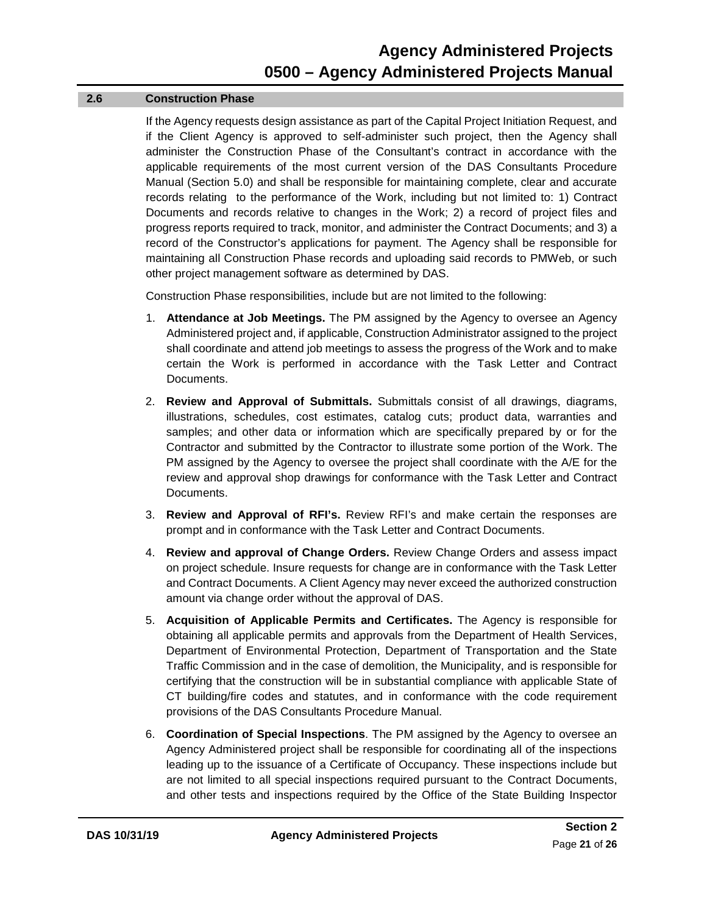## 2.6 Construction Phase

If the Agency requests design assistance as part of the Capital Project Initiation Request, and if the Client Agency is approved to self-administer such project, then the Agency shall administer the Construction Phase of the Consultant's contract in accordance with the applicable requirements of the most current version of the DAS Consultants Procedure Manual (Section 5.0) and shall be responsible for maintaining complete, clear and accurate records relating to the performance of the Work, including but not limited to: 1) Contract Documents and records relative to changes in the Work; 2) a record of project files and progress reports required to track, monitor, and administer the Contract Documents; and 3) a record of the Constructor's applications for payment. The Agency shall be responsible for maintaining all Construction Phase records and uploading said records to PMWeb, or such other project management software as determined by DAS.

Construction Phase responsibilities, include but are not limited to the following:

1. **Attendance at Job Meetings.** The PM assigned by the Agency to oversee an Agency Administered project and, if applicable, Construction Administrator assigned to the project shall coordinate and attend job meetings to assess the progress of the Work and to make certain the Work is performed in accordance with the Task Letter and Contract Documents.

2. **Review and Approval of Submittals.** Submittals consist of all drawings, diagrams, illustrations, schedules, cost estimates, catalog cuts; product data, warranties and samples; and other data or information which are specifically prepared by or for the Contractor and submitted by the Contractor to illustrate some portion of the Work. The PM assigned by the Agency to oversee the project shall coordinate with the A/E for the review and approval shop drawings for conformance with the Task Letter and Contract Documents.

3. **Review and Approval of RFI's.** Review RFI's and make certain the responses are prompt and in conformance with the Task Letter and Contract Documents.

4. **Review and approval of Change Orders.** Review Change Orders and assess impact on project schedule. Insure requests for change are in conformance with the Task Letter and Contract Documents. A Client Agency may never exceed the authorized construction amount via change order without the approval of DAS.

5. **Acquisition of Applicable Permits and Certificates.** The Agency is responsible for obtaining all applicable permits and approvals from the Department of Health Services, Department of Environmental Protection, Department of Transportation and the State Traffic Commission and in the case of demolition, the Municipality, and is responsible for certifying that the construction will be in substantial compliance with applicable State of CT building/fire codes and statutes, and in conformance with the code requirement provisions of the DAS Consultants Procedure Manual.

6. **Coordination of Special Inspections**. The PM assigned by the Agency to oversee an Agency Administered project shall be responsible for coordinating all of the inspections leading up to the issuance of a Certificate of Occupancy. These inspections include but are not limited to all special inspections required pursuant to the Contract Documents, and other tests and inspections required by the Office of the State Building Inspector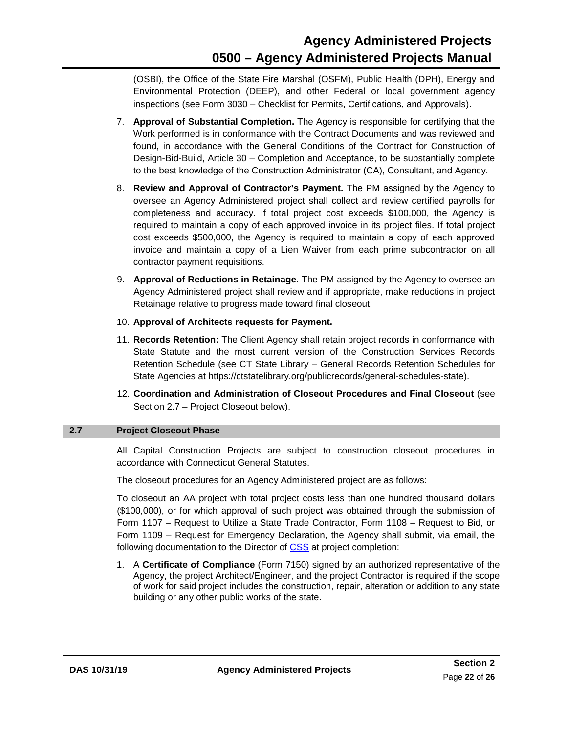(OSBI), the Office of the State Fire Marshal (OSFM), Public Health (DPH), Energy and Environmental Protection (DEEP), and other Federal or local government agency inspections (see Form 3030 – Checklist for Permits, Certifications, and Approvals).

7. **Approval of Substantial Completion.** The Agency is responsible for certifying that the Work performed is in conformance with the Contract Documents and was reviewed and found, in accordance with the General Conditions of the Contract for Construction of Design-Bid-Build, Article 30 – Completion and Acceptance, to be substantially complete to the best knowledge of the Construction Administrator (CA), Consultant, and Agency.
8. **Review and Approval of Contractor's Payment.** The PM assigned by the Agency to oversee an Agency Administered project shall collect and review certified payrolls for completeness and accuracy. If total project cost exceeds \$100,000, the Agency is required to maintain a copy of each approved invoice in its project files. If total project cost exceeds \$500,000, the Agency is required to maintain a copy of each approved invoice and maintain a copy of a Lien Waiver from each prime subcontractor on all contractor payment requisitions.
9. **Approval of Reductions in Retainage.** The PM assigned by the Agency to oversee an Agency Administered project shall review and if appropriate, make reductions in project Retainage relative to progress made toward final closeout.
10. **Approval of Architects requests for Payment.**
11. **Records Retention:** The Client Agency shall retain project records in conformance with State Statute and the most current version of the Construction Services Records Retention Schedule (see CT State Library – General Records Retention Schedules for State Agencies at https://ctstatelibrary.org/publicrecords/general-schedules-state).
12. **Coordination and Administration of Closeout Procedures and Final Closeout** (see Section 2.7 – Project Closeout below).

## 2.7 Project Closeout Phase

All Capital Construction Projects are subject to construction closeout procedures in accordance with Connecticut General Statutes.

The closeout procedures for an Agency Administered project are as follows:

To closeout an AA project with total project costs less than one hundred thousand dollars (\$100,000), or for which approval of such project was obtained through the submission of Form 1107 – Request to Utilize a State Trade Contractor, Form 1108 – Request to Bid, or Form 1109 – Request for Emergency Declaration, the Agency shall submit, via email, the following documentation to the Director of CSS at project completion:

1. A **Certificate of Compliance** (Form 7150) signed by an authorized representative of the Agency, the project Architect/Engineer, and the project Contractor is required if the scope of work for said project includes the construction, repair, alteration or addition to any state building or any other public works of the state.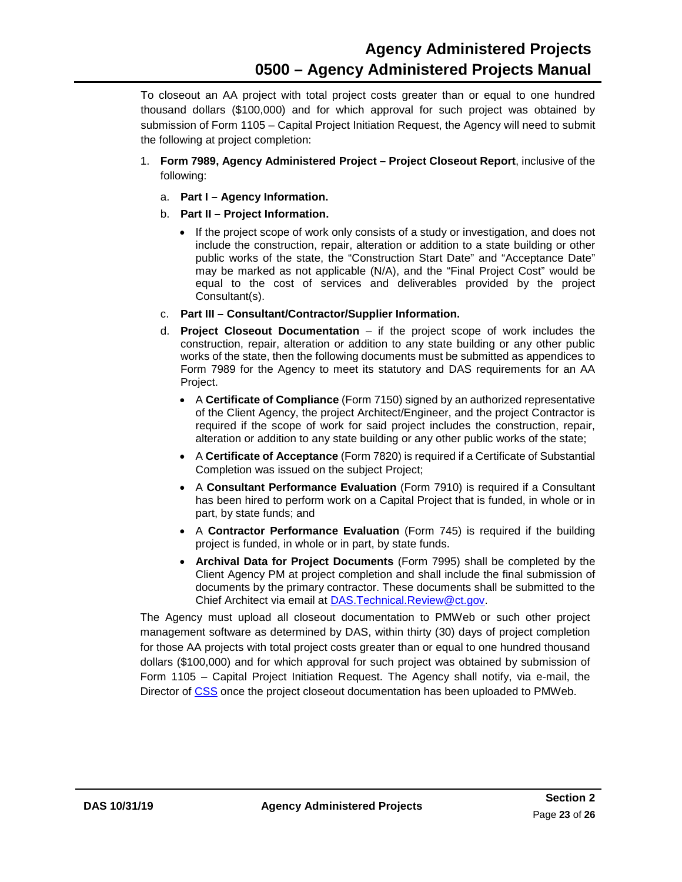To closeout an AA project with total project costs greater than or equal to one hundred thousand dollars ($100,000) and for which approval for such project was obtained by submission of Form 1105 – Capital Project Initiation Request, the Agency will need to submit the following at project completion:

1. **Form 7989, Agency Administered Project – Project Closeout Report**, inclusive of the following:

   a. **Part I – Agency Information.**

   b. **Part II – Project Information.**

      - If the project scope of work only consists of a study or investigation, and does not include the construction, repair, alteration or addition to a state building or other public works of the state, the "Construction Start Date" and "Acceptance Date" may be marked as not applicable (N/A), and the "Final Project Cost" would be equal to the cost of services and deliverables provided by the project Consultant(s).

   c. **Part III – Consultant/Contractor/Supplier Information.**

   d. **Project Closeout Documentation** – if the project scope of work includes the construction, repair, alteration or addition to any state building or any other public works of the state, then the following documents must be submitted as appendices to Form 7989 for the Agency to meet its statutory and DAS requirements for an AA Project.

      - A **Certificate of Compliance** (Form 7150) signed by an authorized representative of the Client Agency, the project Architect/Engineer, and the project Contractor is required if the scope of work for said project includes the construction, repair, alteration or addition to any state building or any other public works of the state;
      - A **Certificate of Acceptance** (Form 7820) is required if a Certificate of Substantial Completion was issued on the subject Project;
      - A **Consultant Performance Evaluation** (Form 7910) is required if a Consultant has been hired to perform work on a Capital Project that is funded, in whole or in part, by state funds; and
      - A **Contractor Performance Evaluation** (Form 745) is required if the building project is funded, in whole or in part, by state funds.
      - **Archival Data for Project Documents** (Form 7995) shall be completed by the Client Agency PM at project completion and shall include the final submission of documents by the primary contractor. These documents shall be submitted to the Chief Architect via email at DAS.Technical.Review@ct.gov.

The Agency must upload all closeout documentation to PMWeb or such other project management software as determined by DAS, within thirty (30) days of project completion for those AA projects with total project costs greater than or equal to one hundred thousand dollars ($100,000) and for which approval for such project was obtained by submission of Form 1105 – Capital Project Initiation Request. The Agency shall notify, via e-mail, the Director of CSS once the project closeout documentation has been uploaded to PMWeb.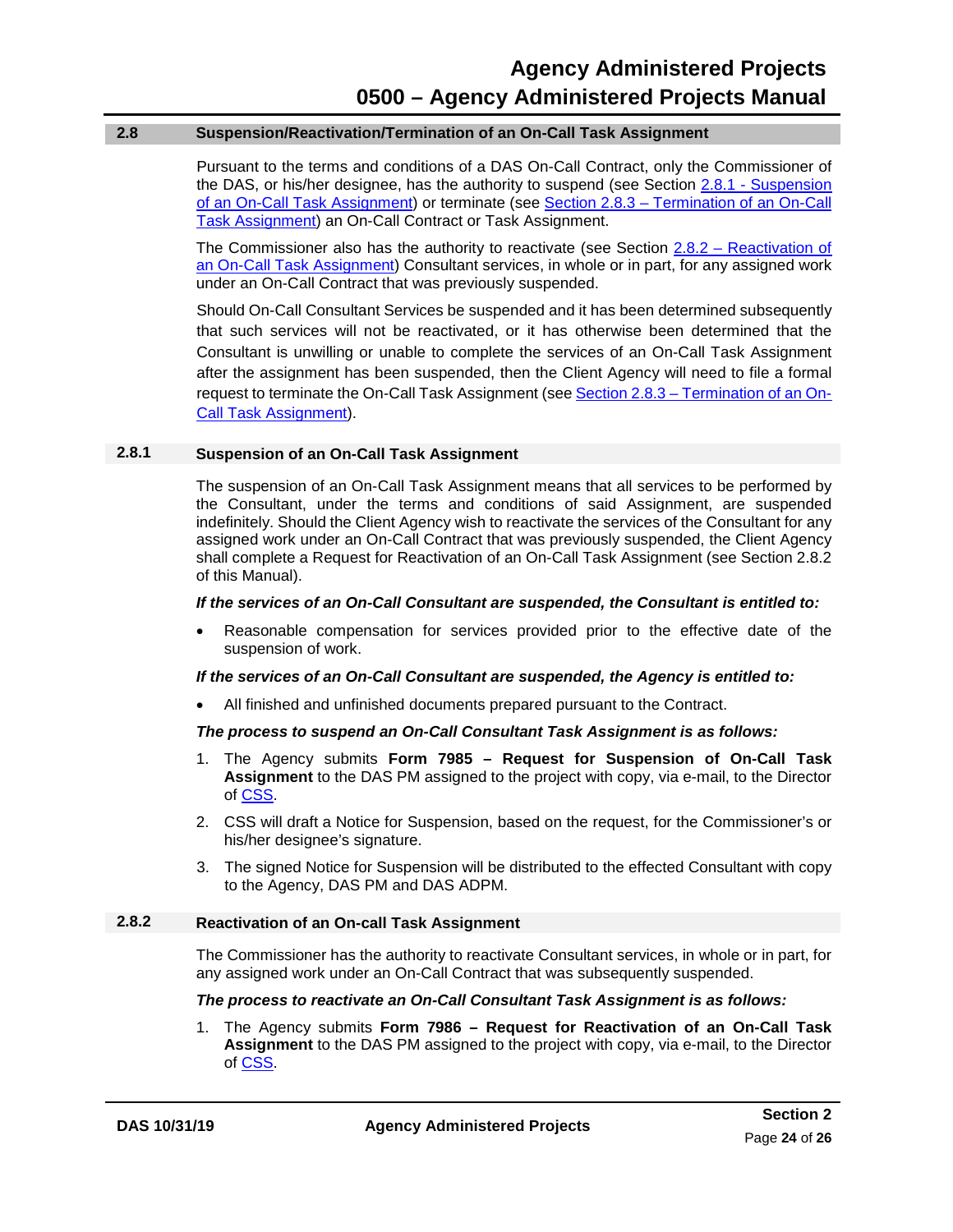## 2.8 Suspension/Reactivation/Termination of an On-Call Task Assignment

Pursuant to the terms and conditions of a DAS On-Call Contract, only the Commissioner of the DAS, or his/her designee, has the authority to suspend (see Section 2.8.1 - Suspension of an On-Call Task Assignment) or terminate (see Section 2.8.3 – Termination of an On-Call Task Assignment) an On-Call Contract or Task Assignment.

The Commissioner also has the authority to reactivate (see Section 2.8.2 – Reactivation of an On-Call Task Assignment) Consultant services, in whole or in part, for any assigned work under an On-Call Contract that was previously suspended.

Should On-Call Consultant Services be suspended and it has been determined subsequently that such services will not be reactivated, or it has otherwise been determined that the Consultant is unwilling or unable to complete the services of an On-Call Task Assignment after the assignment has been suspended, then the Client Agency will need to file a formal request to terminate the On-Call Task Assignment (see Section 2.8.3 – Termination of an On-Call Task Assignment).

### 2.8.1 Suspension of an On-Call Task Assignment

The suspension of an On-Call Task Assignment means that all services to be performed by the Consultant, under the terms and conditions of said Assignment, are suspended indefinitely. Should the Client Agency wish to reactivate the services of the Consultant for any assigned work under an On-Call Contract that was previously suspended, the Client Agency shall complete a Request for Reactivation of an On-Call Task Assignment (see Section 2.8.2 of this Manual).

***If the services of an On-Call Consultant are suspended, the Consultant is entitled to:***

- Reasonable compensation for services provided prior to the effective date of the suspension of work.

***If the services of an On-Call Consultant are suspended, the Agency is entitled to:***

- All finished and unfinished documents prepared pursuant to the Contract.

***The process to suspend an On-Call Consultant Task Assignment is as follows:***

1. The Agency submits **Form 7985 – Request for Suspension of On-Call Task Assignment** to the DAS PM assigned to the project with copy, via e-mail, to the Director of CSS.
2. CSS will draft a Notice for Suspension, based on the request, for the Commissioner's or his/her designee's signature.
3. The signed Notice for Suspension will be distributed to the effected Consultant with copy to the Agency, DAS PM and DAS ADPM.

### 2.8.2 Reactivation of an On-call Task Assignment

The Commissioner has the authority to reactivate Consultant services, in whole or in part, for any assigned work under an On-Call Contract that was subsequently suspended.

***The process to reactivate an On-Call Consultant Task Assignment is as follows:***

1. The Agency submits **Form 7986 – Request for Reactivation of an On-Call Task Assignment** to the DAS PM assigned to the project with copy, via e-mail, to the Director of CSS.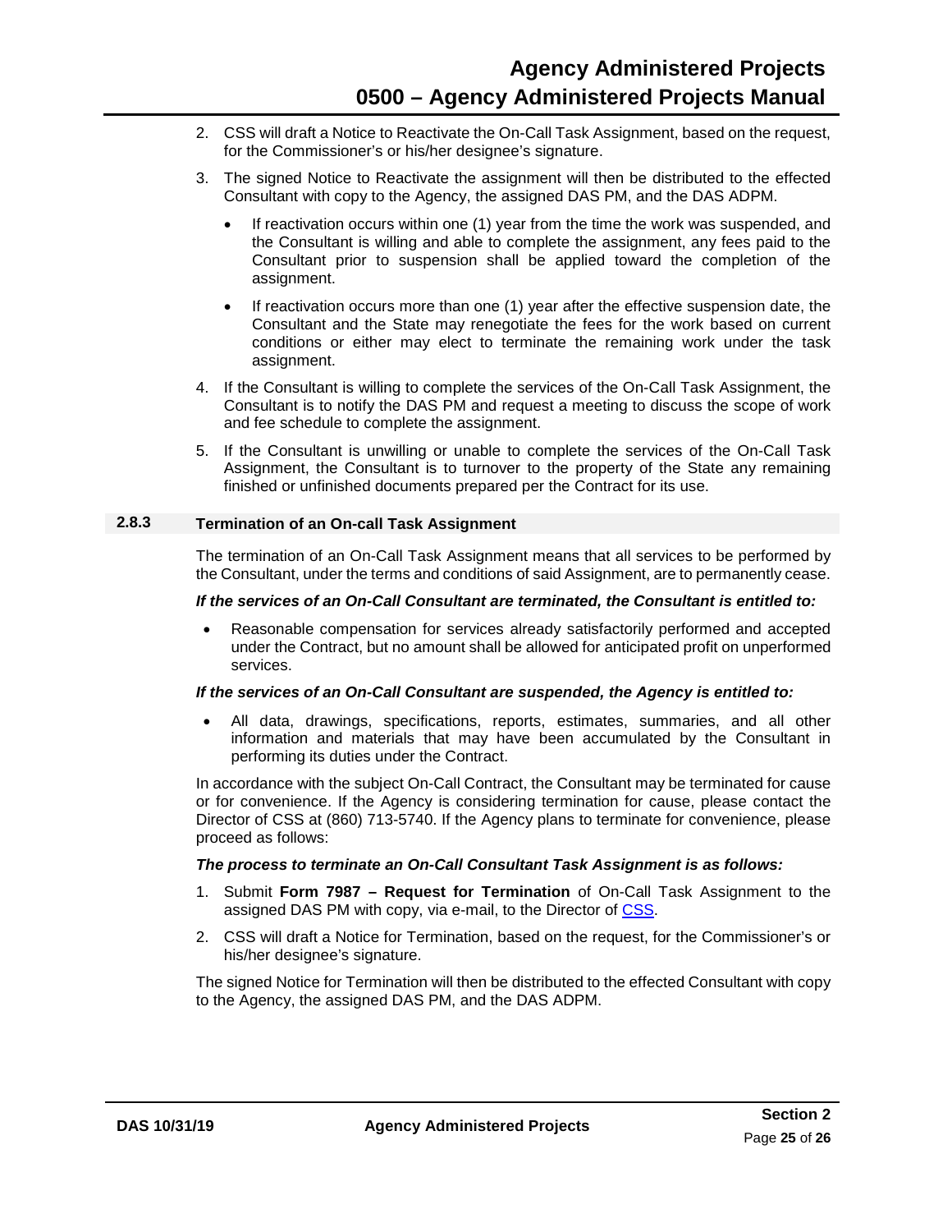2. CSS will draft a Notice to Reactivate the On-Call Task Assignment, based on the request, for the Commissioner's or his/her designee's signature.
3. The signed Notice to Reactivate the assignment will then be distributed to the effected Consultant with copy to the Agency, the assigned DAS PM, and the DAS ADPM.
   - If reactivation occurs within one (1) year from the time the work was suspended, and the Consultant is willing and able to complete the assignment, any fees paid to the Consultant prior to suspension shall be applied toward the completion of the assignment.
   - If reactivation occurs more than one (1) year after the effective suspension date, the Consultant and the State may renegotiate the fees for the work based on current conditions or either may elect to terminate the remaining work under the task assignment.
4. If the Consultant is willing to complete the services of the On-Call Task Assignment, the Consultant is to notify the DAS PM and request a meeting to discuss the scope of work and fee schedule to complete the assignment.
5. If the Consultant is unwilling or unable to complete the services of the On-Call Task Assignment, the Consultant is to turnover to the property of the State any remaining finished or unfinished documents prepared per the Contract for its use.

### 2.8.3 Termination of an On-call Task Assignment

The termination of an On-Call Task Assignment means that all services to be performed by the Consultant, under the terms and conditions of said Assignment, are to permanently cease.

***If the services of an On-Call Consultant are terminated, the Consultant is entitled to:***

- Reasonable compensation for services already satisfactorily performed and accepted under the Contract, but no amount shall be allowed for anticipated profit on unperformed services.

***If the services of an On-Call Consultant are suspended, the Agency is entitled to:***

- All data, drawings, specifications, reports, estimates, summaries, and all other information and materials that may have been accumulated by the Consultant in performing its duties under the Contract.

In accordance with the subject On-Call Contract, the Consultant may be terminated for cause or for convenience. If the Agency is considering termination for cause, please contact the Director of CSS at (860) 713-5740. If the Agency plans to terminate for convenience, please proceed as follows:

***The process to terminate an On-Call Consultant Task Assignment is as follows:***

1. Submit **Form 7987 – Request for Termination** of On-Call Task Assignment to the assigned DAS PM with copy, via e-mail, to the Director of CSS.
2. CSS will draft a Notice for Termination, based on the request, for the Commissioner's or his/her designee's signature.

The signed Notice for Termination will then be distributed to the effected Consultant with copy to the Agency, the assigned DAS PM, and the DAS ADPM.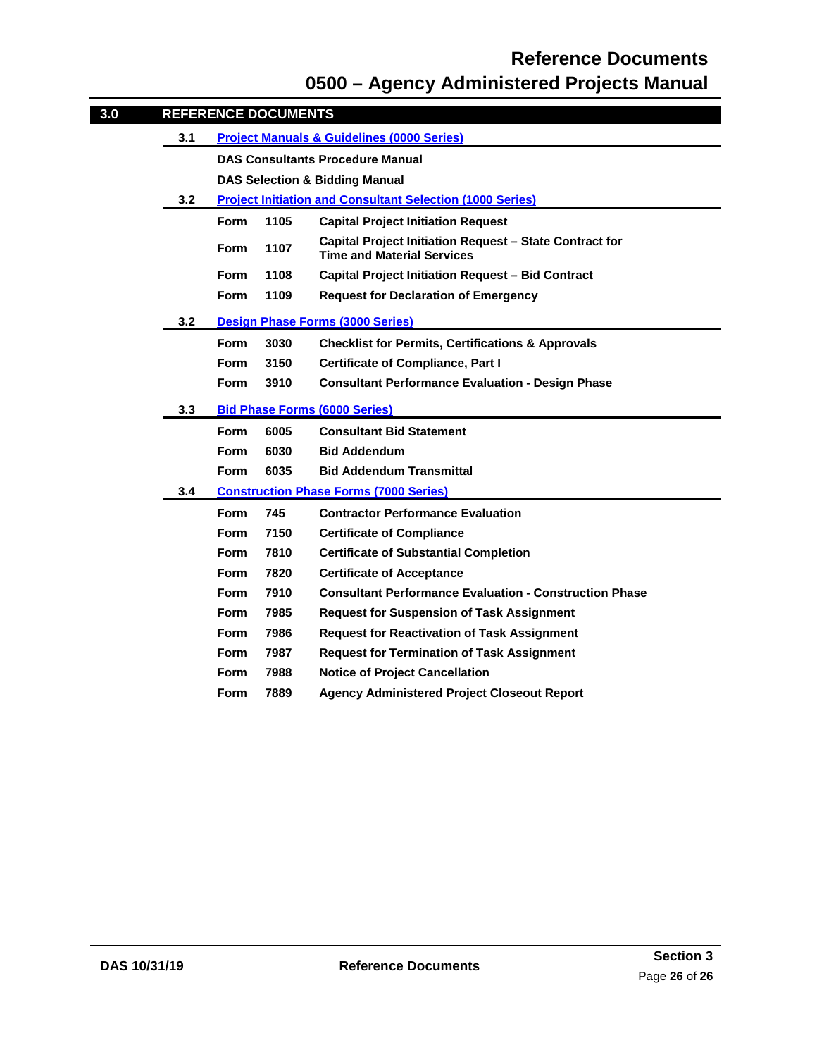## 3.0 REFERENCE DOCUMENTS

### 3.1 Project Manuals & Guidelines (0000 Series)

**DAS Consultants Procedure Manual**

**DAS Selection & Bidding Manual**

### 3.2 Project Initiation and Consultant Selection (1000 Series)

| | | |
|---|---|---|
| Form | 1105 | Capital Project Initiation Request |
| Form | 1107 | Capital Project Initiation Request – State Contract for Time and Material Services |
| Form | 1108 | Capital Project Initiation Request – Bid Contract |
| Form | 1109 | Request for Declaration of Emergency |

### 3.2 Design Phase Forms (3000 Series)

| | | |
|---|---|---|
| Form | 3030 | Checklist for Permits, Certifications & Approvals |
| Form | 3150 | Certificate of Compliance, Part I |
| Form | 3910 | Consultant Performance Evaluation - Design Phase |

### 3.3 Bid Phase Forms (6000 Series)

| | | |
|---|---|---|
| Form | 6005 | Consultant Bid Statement |
| Form | 6030 | Bid Addendum |
| Form | 6035 | Bid Addendum Transmittal |

### 3.4 Construction Phase Forms (7000 Series)

| | | |
|---|---|---|
| Form | 745 | Contractor Performance Evaluation |
| Form | 7150 | Certificate of Compliance |
| Form | 7810 | Certificate of Substantial Completion |
| Form | 7820 | Certificate of Acceptance |
| Form | 7910 | Consultant Performance Evaluation - Construction Phase |
| Form | 7985 | Request for Suspension of Task Assignment |
| Form | 7986 | Request for Reactivation of Task Assignment |
| Form | 7987 | Request for Termination of Task Assignment |
| Form | 7988 | Notice of Project Cancellation |
| Form | 7889 | Agency Administered Project Closeout Report |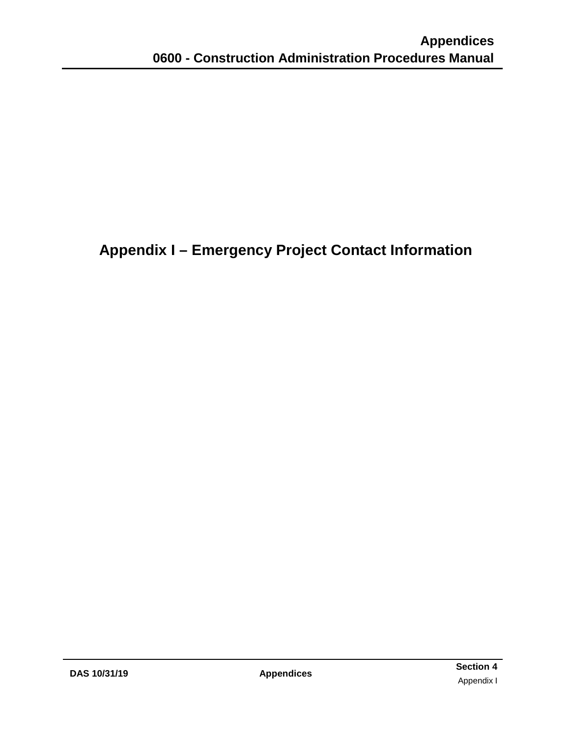# Appendix I – Emergency Project Contact Information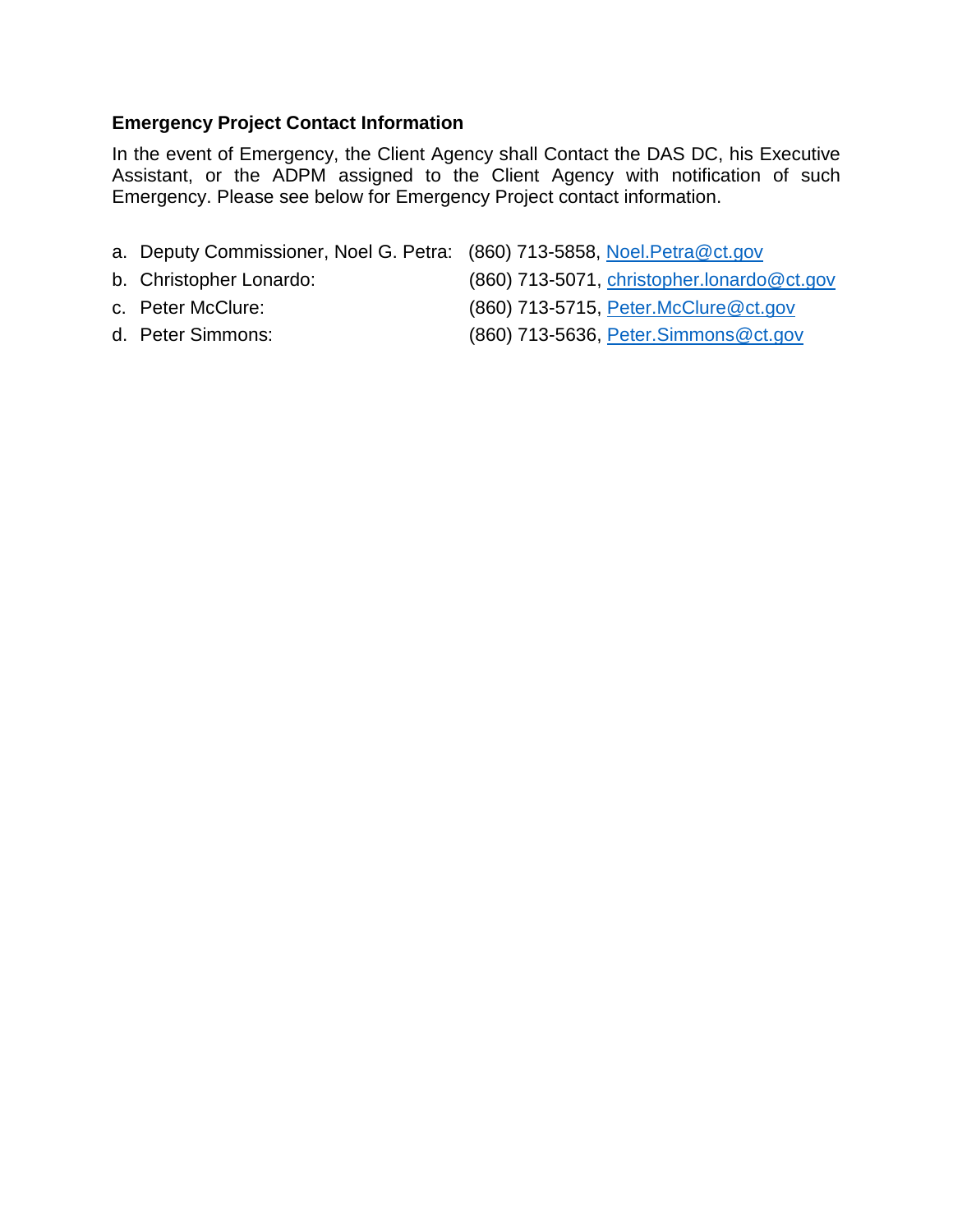**Emergency Project Contact Information**

In the event of Emergency, the Client Agency shall Contact the DAS DC, his Executive Assistant, or the ADPM assigned to the Client Agency with notification of such Emergency. Please see below for Emergency Project contact information.

a. Deputy Commissioner, Noel G. Petra: (860) 713-5858, Noel.Petra@ct.gov
b. Christopher Lonardo: (860) 713-5071, christopher.lonardo@ct.gov
c. Peter McClure: (860) 713-5715, Peter.McClure@ct.gov
d. Peter Simmons: (860) 713-5636, Peter.Simmons@ct.gov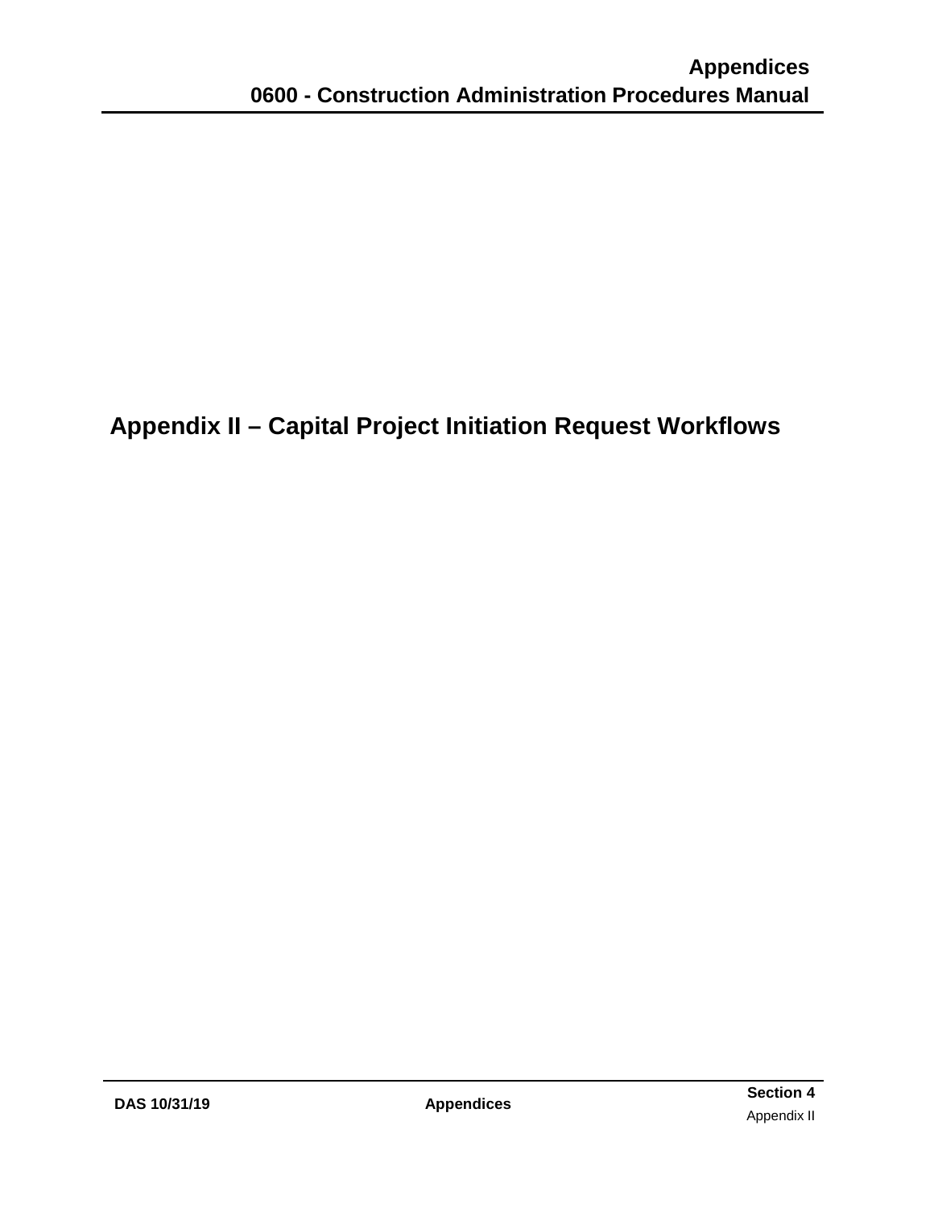# Appendix II – Capital Project Initiation Request Workflows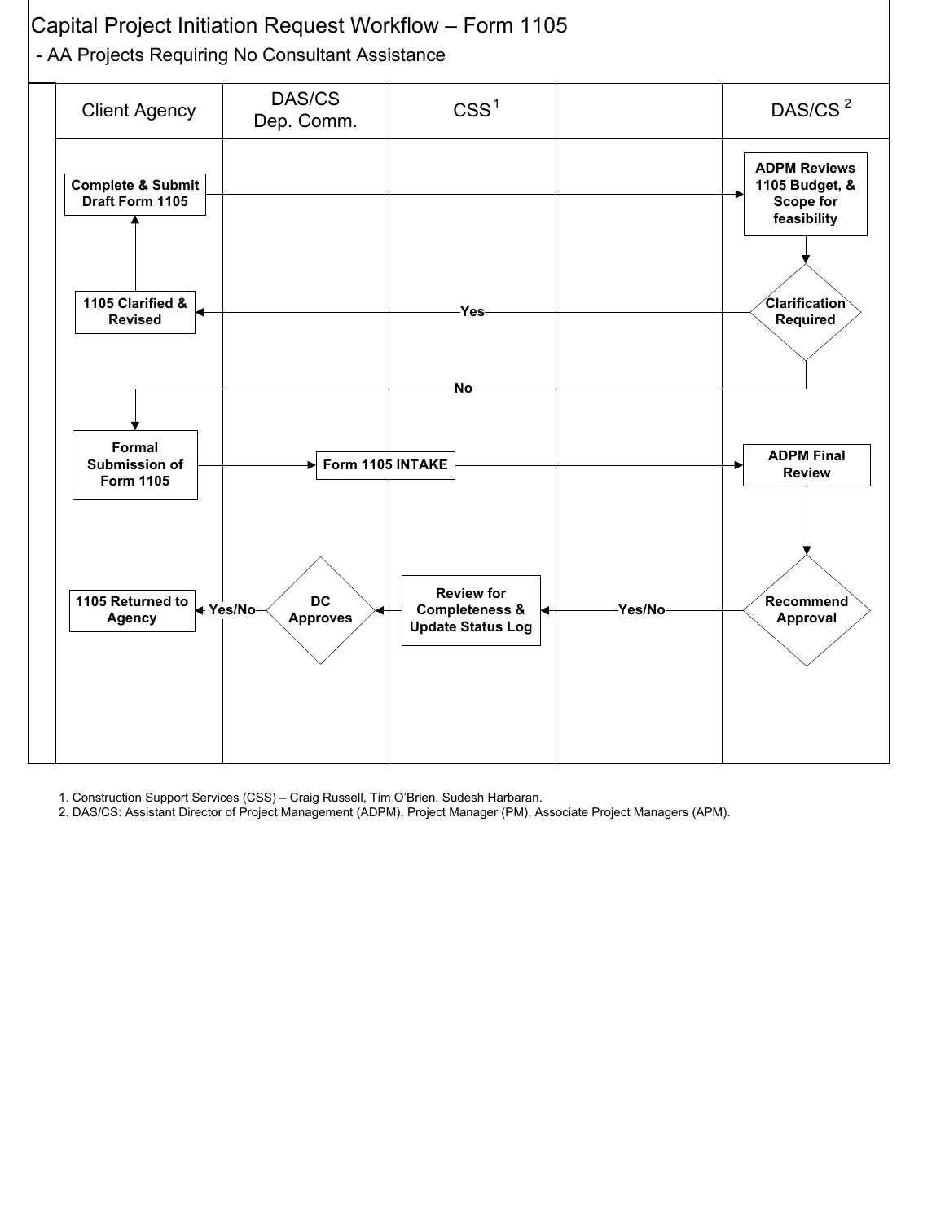# Capital Project Initiation Request Workflow – Form 1105

- AA Projects Requiring No Consultant Assistance

| Client Agency | DAS/CS Dep. Comm. | CSS [1] | | DAS/CS [2] |
|---|---|---|---|---|
| Complete & Submit Draft Form 1105 → | | | | ADPM Reviews 1105 Budget, & Scope for feasibility |
| 1105 Clarified & Revised (→ Complete & Submit Draft Form 1105) | | ← Yes | | Clarification Required |
| ← No | | | | |
| Formal Submission of Form 1105 → | Form 1105 INTAKE → | | | ADPM Final Review |
| 1105 Returned to Agency ← Yes/No | DC Approves ← | Review for Completeness & Update Status Log | ← Yes/No | Recommend Approval |

1. Construction Support Services (CSS) – Craig Russell, Tim O'Brien, Sudesh Harbaran.
2. DAS/CS: Assistant Director of Project Management (ADPM), Project Manager (PM), Associate Project Managers (APM).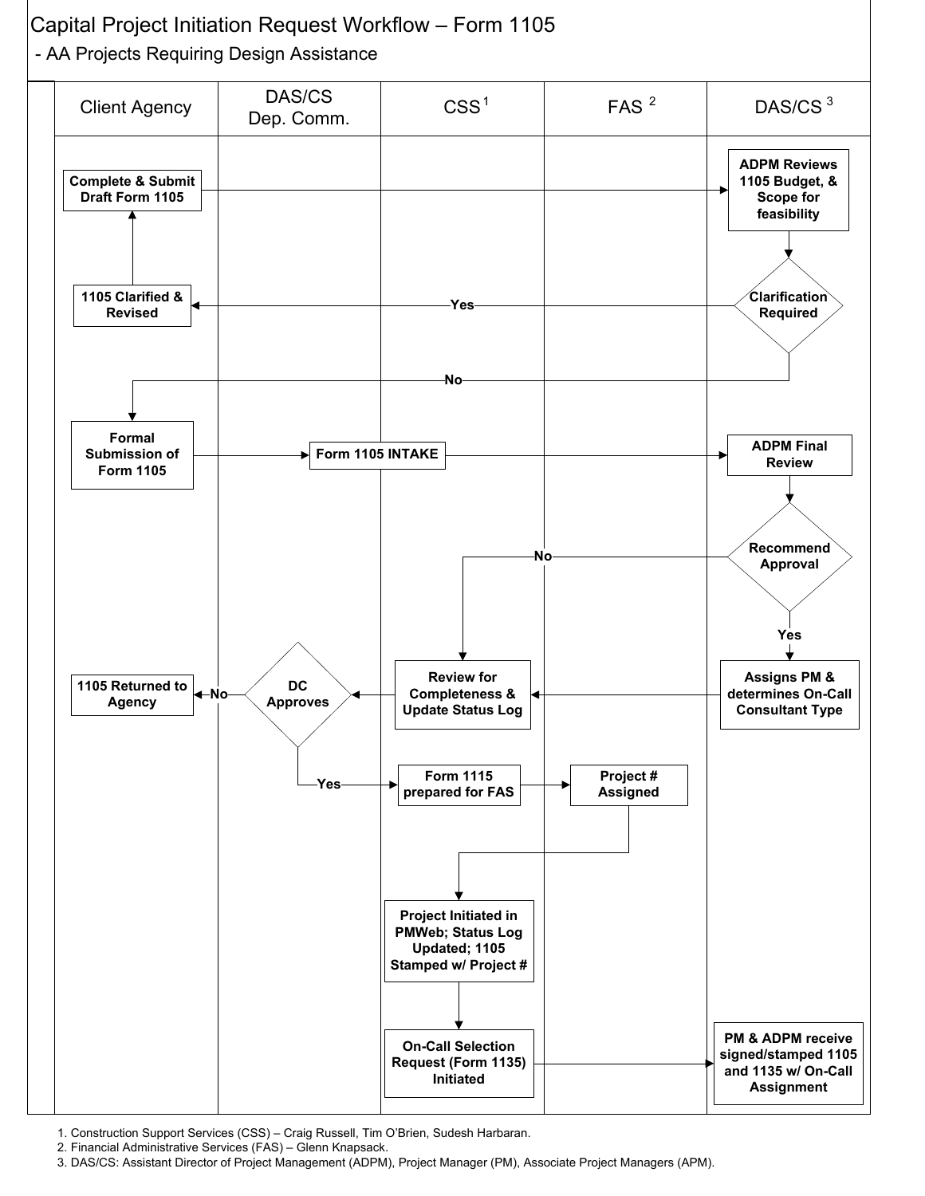# Capital Project Initiation Request Workflow – Form 1105

- AA Projects Requiring Design Assistance

| Client Agency | DAS/CS Dep. Comm. | CSS [1] | FAS [2] | DAS/CS [3] |
|---|---|---|---|---|
| Complete & Submit Draft Form 1105 | | | | ADPM Reviews 1105 Budget, & Scope for feasibility |
| 1105 Clarified & Revised | | | | Clarification Required |
| Formal Submission of Form 1105 | Form 1105 INTAKE | | | ADPM Final Review |
| | | | | Recommend Approval |
| 1105 Returned to Agency | DC Approves | Review for Completeness & Update Status Log | | Assigns PM & determines On-Call Consultant Type |
| | | Form 1115 prepared for FAS | Project # Assigned | |
| | | Project Initiated in PMWeb; Status Log Updated; 1105 Stamped w/ Project # | | |
| | | On-Call Selection Request (Form 1135) Initiated | | PM & ADPM receive signed/stamped 1105 and 1135 w/ On-Call Assignment |

Workflow:

- Complete & Submit Draft Form 1105 → ADPM Reviews 1105 Budget, & Scope for feasibility → Clarification Required
  - Yes → 1105 Clarified & Revised → Complete & Submit Draft Form 1105
  - No → Formal Submission of Form 1105
- Formal Submission of Form 1105 → Form 1105 INTAKE → ADPM Final Review → Recommend Approval
  - No → Review for Completeness & Update Status Log
  - Yes → Assigns PM & determines On-Call Consultant Type → Review for Completeness & Update Status Log
- Review for Completeness & Update Status Log → DC Approves
  - No → 1105 Returned to Agency
  - Yes → Form 1115 prepared for FAS → Project # Assigned → Project Initiated in PMWeb; Status Log Updated; 1105 Stamped w/ Project # → On-Call Selection Request (Form 1135) Initiated → PM & ADPM receive signed/stamped 1105 and 1135 w/ On-Call Assignment

1. Construction Support Services (CSS) – Craig Russell, Tim O'Brien, Sudesh Harbaran.
2. Financial Administrative Services (FAS) – Glenn Knapsack.
3. DAS/CS: Assistant Director of Project Management (ADPM), Project Manager (PM), Associate Project Managers (APM).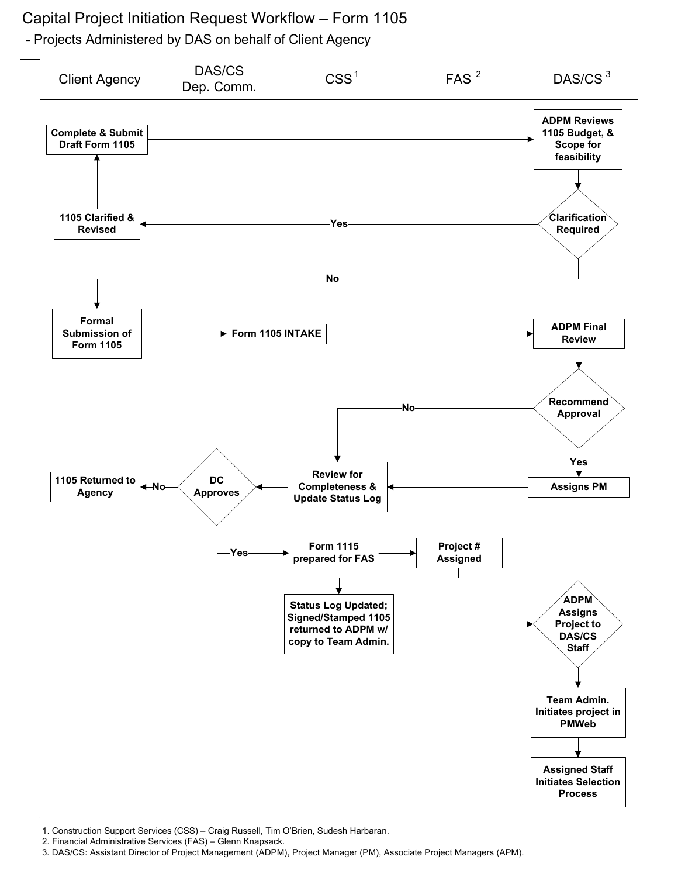# Capital Project Initiation Request Workflow – Form 1105

- Projects Administered by DAS on behalf of Client Agency

| Client Agency | DAS/CS Dep. Comm. | CSS [1] | FAS [2] | DAS/CS [3] |
|---|---|---|---|---|
| Complete & Submit Draft Form 1105 | | | | ADPM Reviews 1105 Budget, & Scope for feasibility |
| 1105 Clarified & Revised | | | | Clarification Required |
| Formal Submission of Form 1105 | | Form 1105 INTAKE | | ADPM Final Review |
| | | | | Recommend Approval |
| 1105 Returned to Agency | DC Approves | Review for Completeness & Update Status Log | | Assigns PM |
| | | Form 1115 prepared for FAS | Project # Assigned | |
| | | Status Log Updated; Signed/Stamped 1105 returned to ADPM w/ copy to Team Admin. | | ADPM Assigns Project to DAS/CS Staff |
| | | | | Team Admin. Initiates project in PMWeb |
| | | | | Assigned Staff Initiates Selection Process |

Workflow:

- Client Agency: Complete & Submit Draft Form 1105 → DAS/CS: ADPM Reviews 1105 Budget, & Scope for feasibility → Clarification Required
  - Yes → Client Agency: 1105 Clarified & Revised → Complete & Submit Draft Form 1105
  - No → Client Agency: Formal Submission of Form 1105 → CSS: Form 1105 INTAKE → DAS/CS: ADPM Final Review → Recommend Approval
    - Yes → Assigns PM → CSS: Review for Completeness & Update Status Log
    - No → CSS: Review for Completeness & Update Status Log
- CSS: Review for Completeness & Update Status Log → DAS/CS Dep. Comm.: DC Approves
  - No → Client Agency: 1105 Returned to Agency
  - Yes → CSS: Form 1115 prepared for FAS → FAS: Project # Assigned → CSS: Status Log Updated; Signed/Stamped 1105 returned to ADPM w/ copy to Team Admin. → DAS/CS: ADPM Assigns Project to DAS/CS Staff → Team Admin. Initiates project in PMWeb → Assigned Staff Initiates Selection Process

1. Construction Support Services (CSS) – Craig Russell, Tim O'Brien, Sudesh Harbaran.
2. Financial Administrative Services (FAS) – Glenn Knapsack.
3. DAS/CS: Assistant Director of Project Management (ADPM), Project Manager (PM), Associate Project Managers (APM).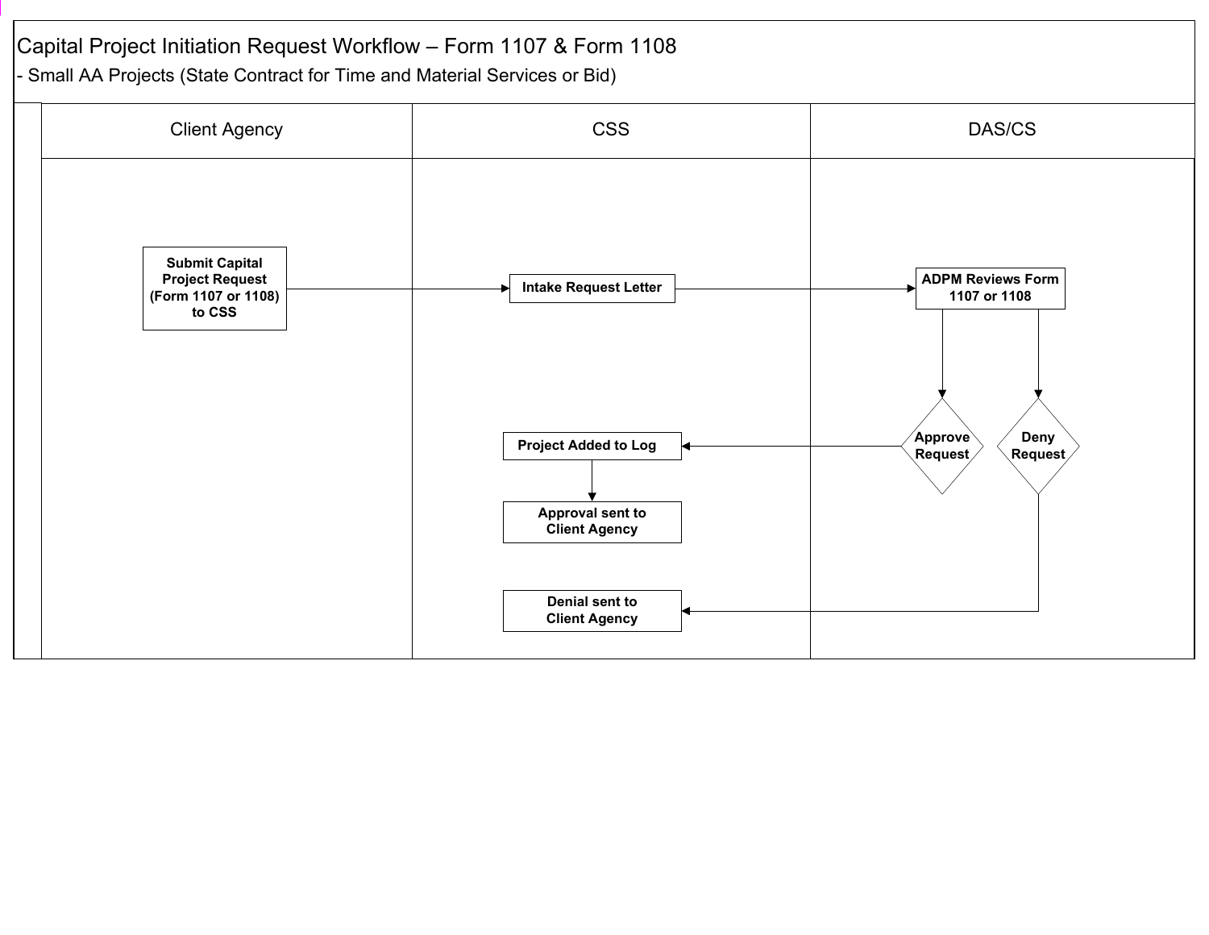# Capital Project Initiation Request Workflow – Form 1107 & Form 1108

- Small AA Projects (State Contract for Time and Material Services or Bid)

| Client Agency | CSS | DAS/CS |
| --- | --- | --- |
| Submit Capital Project Request (Form 1107 or 1108) to CSS | Intake Request Letter | ADPM Reviews Form 1107 or 1108 |
| | Project Added to Log | Approve Request |
| | Approval sent to Client Agency | |
| | Denial sent to Client Agency | Deny Request |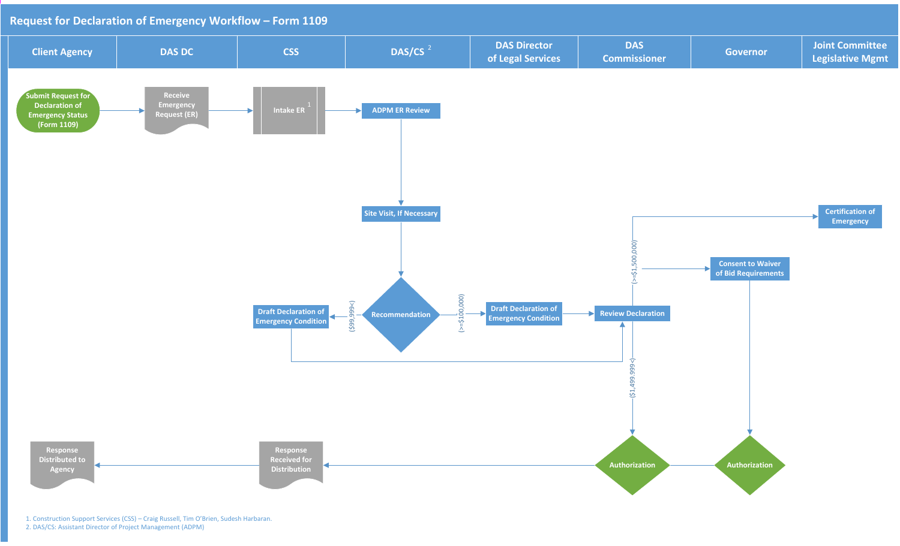# Request for Declaration of Emergency Workflow – Form 1109

Client Agency

DAS DC

CSS

DAS/CS [2]

DAS Director of Legal Services

DAS Commissioner

Governor

Joint Committee Legislative Mgmt

Submit Request for Declaration of Emergency Status (Form 1109)

Receive Emergency Request (ER)

Intake ER [1]

ADPM ER Review

Site Visit, If Necessary

Recommendation

($99,999<)

Draft Declaration of Emergency Condition

(>=$100,000)

Draft Declaration of Emergency Condition

Review Declaration

(>=$1,500,000)

Certification of Emergency

Consent to Waiver of Bid Requirements

($1,499,999<)

Authorization

Authorization

Response Received for Distribution

Response Distributed to Agency

1. Construction Support Services (CSS) – Craig Russell, Tim O'Brien, Sudesh Harbaran.
2. DAS/CS: Assistant Director of Project Management (ADPM)